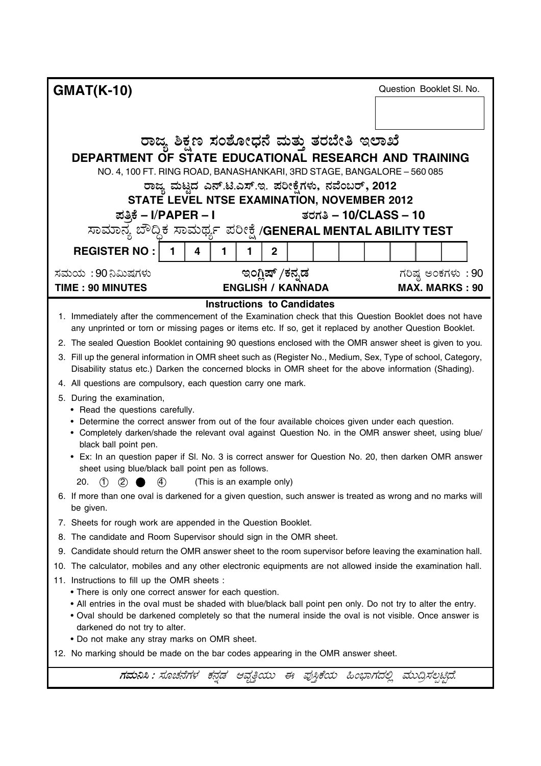**GMAT(K-10)**

Question Booklet Sl. No.

# ರಾಜ್ಯ ಶಿಕ್ಷಣ ಸಂಶೋಧನೆ ಮತ್ತು ತರಬೇತಿ ಇಲಾಖೆ

# DEPARTMENT OF STATE EDUCATIONAL RESEARCH AND TRAINING

NO. 4, 100 FT. RING ROAD, BANASHANKARI, 3RD STAGE, BANGALORE – 560 085

**ರಾಜ್ಯ ಮಟ್ಟದ ಎನ್.ಟಿ.ಎಸ್.ಇ. ಪರೀಕ್ಷೆಗಳು, ನವೆಂಬರ್, 2012**

**STATE LEVEL NTSE EXAMINATION, NOVEMBER 2012**

**ಪತ್ರಿಕೆ – I/PAPER – I** **ತರಗತಿ – 10/CLASS – 10**

**ಸಾಮಾನ್ಯ ಬೌದ್ಧಿಕ ಸಾಮರ್ಥ್ಯ ಪರೀಕ್ಷೆ /GENERAL MENTAL ABILITY TEST**

| REGISTER NO : | 1 | 4 | 1 | 1 | 2 | | | | | | | | |
|---|---|---|---|---|---|---|---|---|---|---|---|---|---|

| ಸಮಯ : 90 ನಿಮಿಷಗಳು | ಇಂಗ್ಲಿಷ್ /ಕನ್ನಡ | ಗರಿಷ್ಠ ಅಂಕಗಳು : 90 |
|---|---|---|
| **TIME : 90 MINUTES** | **ENGLISH / KANNADA** | **MAX. MARKS : 90** |

## Instructions to Candidates

1. Immediately after the commencement of the Examination check that this Question Booklet does not have any unprinted or torn or missing pages or items etc. If so, get it replaced by another Question Booklet.
2. The sealed Question Booklet containing 90 questions enclosed with the OMR answer sheet is given to you.
3. Fill up the general information in OMR sheet such as (Register No., Medium, Sex, Type of school, Category, Disability status etc.) Darken the concerned blocks in OMR sheet for the above information (Shading).
4. All questions are compulsory, each question carry one mark.
5. During the examination,
   - Read the questions carefully.
   - Determine the correct answer from out of the four available choices given under each question.
   - Completely darken/shade the relevant oval against Question No. in the OMR answer sheet, using blue/black ball point pen.
   - Ex: In an question paper if Sl. No. 3 is correct answer for Question No. 20, then darken OMR answer sheet using blue/black ball point pen as follows.

   20. ① ② ● ④ (This is an example only)
6. If more than one oval is darkened for a given question, such answer is treated as wrong and no marks will be given.
7. Sheets for rough work are appended in the Question Booklet.
8. The candidate and Room Supervisor should sign in the OMR sheet.
9. Candidate should return the OMR answer sheet to the room supervisor before leaving the examination hall.
10. The calculator, mobiles and any other electronic equipments are not allowed inside the examination hall.
11. Instructions to fill up the OMR sheets :
    - There is only one correct answer for each question.
    - All entries in the oval must be shaded with blue/black ball point pen only. Do not try to alter the entry.
    - Oval should be darkened completely so that the numeral inside the oval is not visible. Once answer is darkened do not try to alter.
    - Do not make any stray marks on OMR sheet.
12. No marking should be made on the bar codes appearing in the OMR answer sheet.

***ಗಮನಿಸಿ : ಸೂಚನೆಗಳ ಕನ್ನಡ ಆವೃತ್ತಿಯು ಈ ಪುಸ್ತಿಕೆಯ ಹಿಂಭಾಗದಲ್ಲಿ ಮುದ್ರಿಸಲ್ಪಟ್ಟಿದೆ.***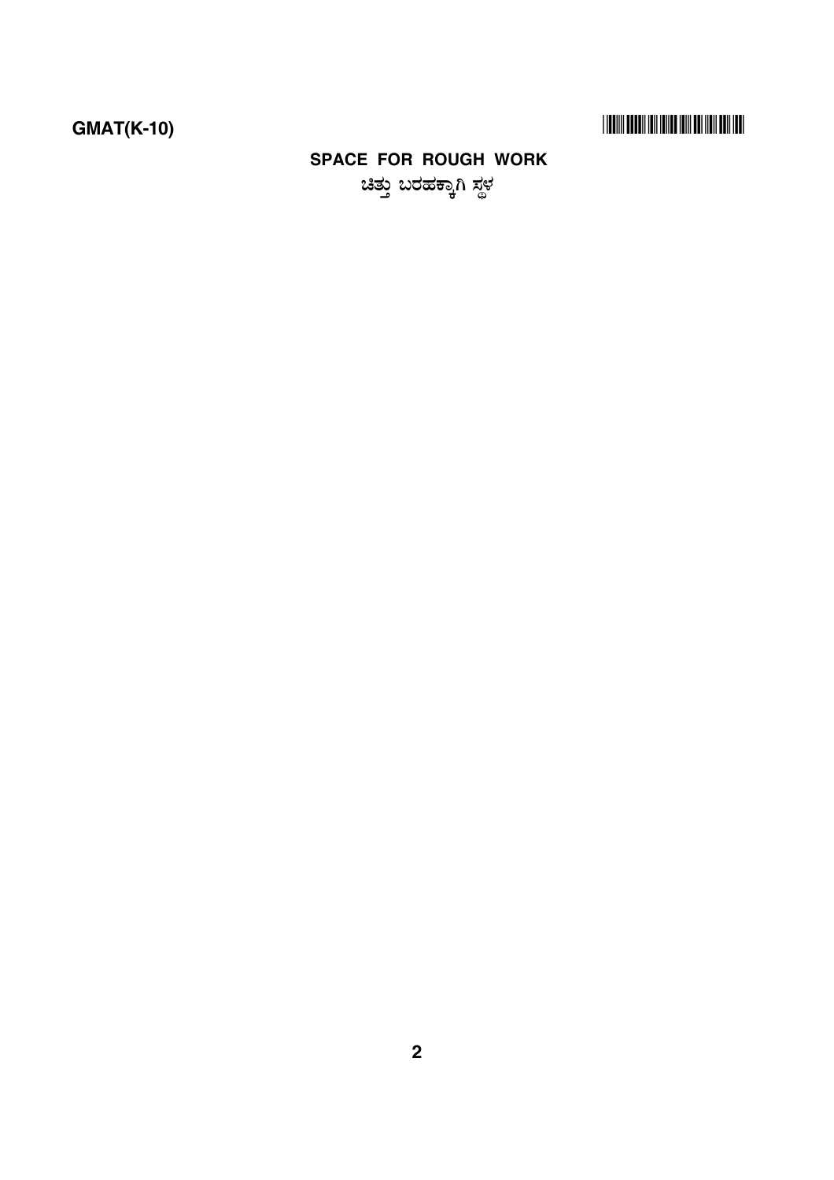**SPACE FOR ROUGH WORK**

**ಚಿತ್ತು ಬರಹಕ್ಕಾಗಿ ಸ್ಥಳ**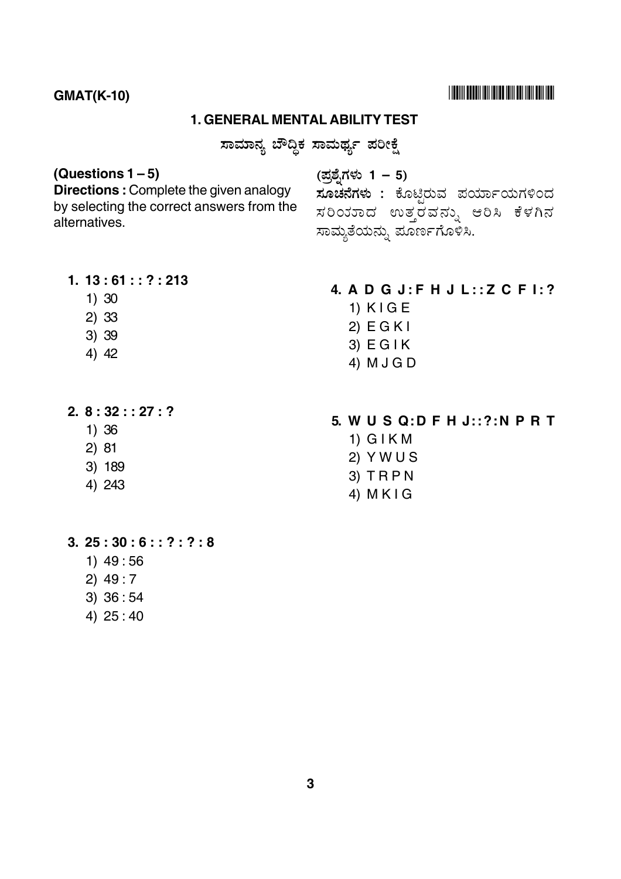GMAT(K-10)

## 1. GENERAL MENTAL ABILITY TEST

## ಸಾಮಾನ್ಯ ಬೌದ್ಧಿಕ ಸಾಮರ್ಥ್ಯ ಪರೀಕ್ಷೆ

**(Questions 1 – 5)**

**Directions :** Complete the given analogy by selecting the correct answers from the alternatives.

**(ಪ್ರಶ್ನೆಗಳು 1 – 5)**

**ಸೂಚನೆಗಳು :** ಕೊಟ್ಟಿರುವ ಪರ್ಯಾಯಗಳಿಂದ ಸರಿಯಾದ ಉತ್ತರವನ್ನು ಆರಿಸಿ ಕೆಳಗಿನ ಸಾಮ್ಯತೆಯನ್ನು ಪೂರ್ಣಗೊಳಿಸಿ.

**1. 13 : 61 : : ? : 213**

1) 30
2) 33
3) 39
4) 42

**2. 8 : 32 : : 27 : ?**

1) 36
2) 81
3) 189
4) 243

**3. 25 : 30 : 6 : : ? : ? : 8**

1) 49 : 56
2) 49 : 7
3) 36 : 54
4) 25 : 40

**4. A D G J : F H J L : : Z C F I : ?**

1) K I G E
2) E G K I
3) E G I K
4) M J G D

**5. W U S Q : D F H J : : ? : N P R T**

1) G I K M
2) Y W U S
3) T R P N
4) M K I G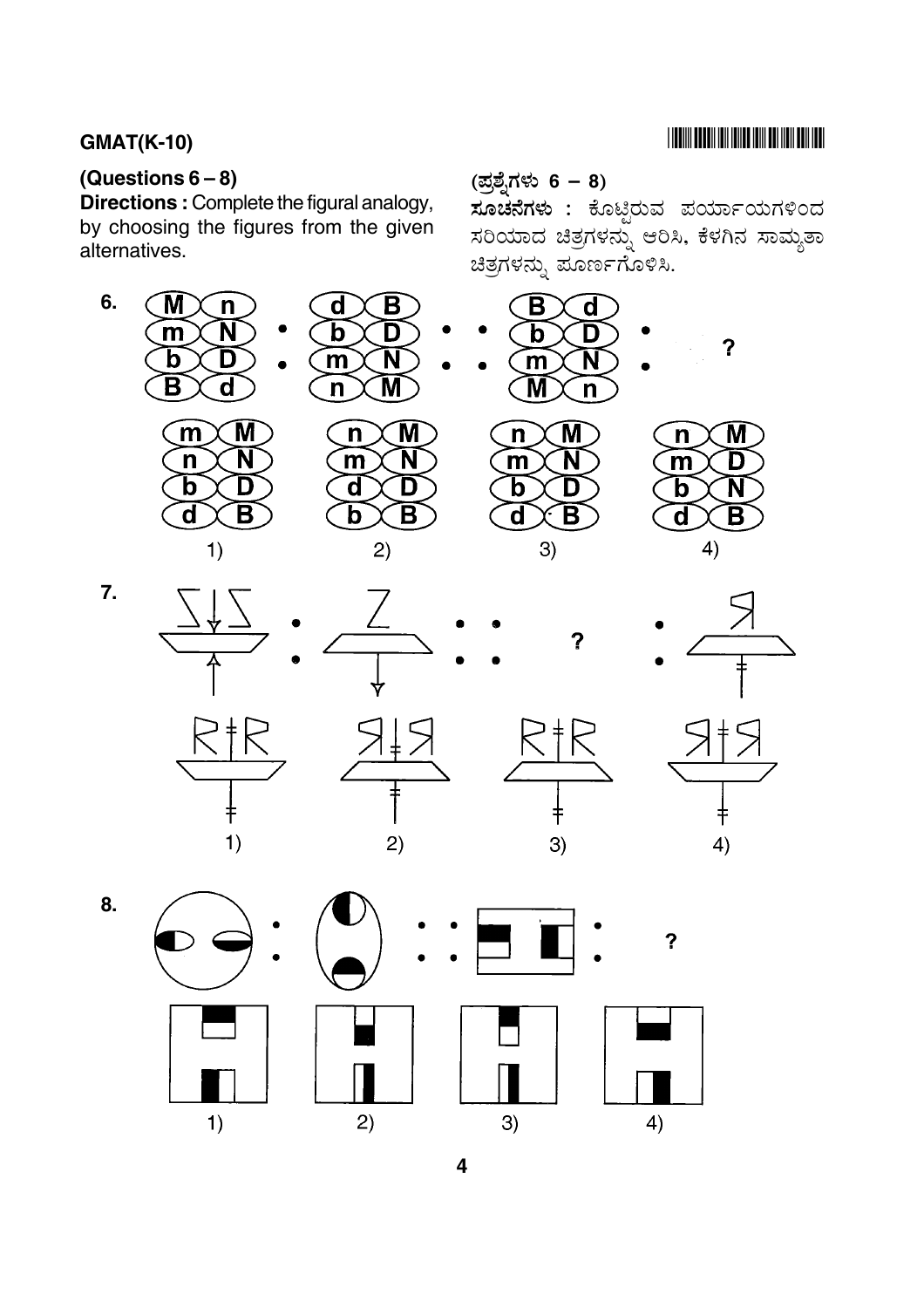**(Questions 6 – 8)**

**Directions :** Complete the figural analogy, by choosing the figures from the given alternatives.

**(ಪ್ರಶ್ನೆಗಳು 6 – 8)**

**ಸೂಚನೆಗಳು :** ಕೊಟ್ಟಿರುವ ಪರ್ಯಾಯಗಳಿಂದ ಸರಿಯಾದ ಚಿತ್ರಗಳನ್ನು ಆರಿಸಿ, ಕೆಳಗಿನ ಸಾಮ್ಯತಾ ಚಿತ್ರಗಳನ್ನು ಪೂರ್ಣಗೊಳಿಸಿ.

6. M n / m N / b D / B d : d B / b D / m N / n M : : B d / b D / m N / M n : ?

1) m M / n N / b D / d B

2) n M / m N / d D / b B

3) n M / m N / b D / d B

4) n M / m D / b N / d B

7. ? 

1) 2) 3) 4)

8. ?

1) 2) 3) 4)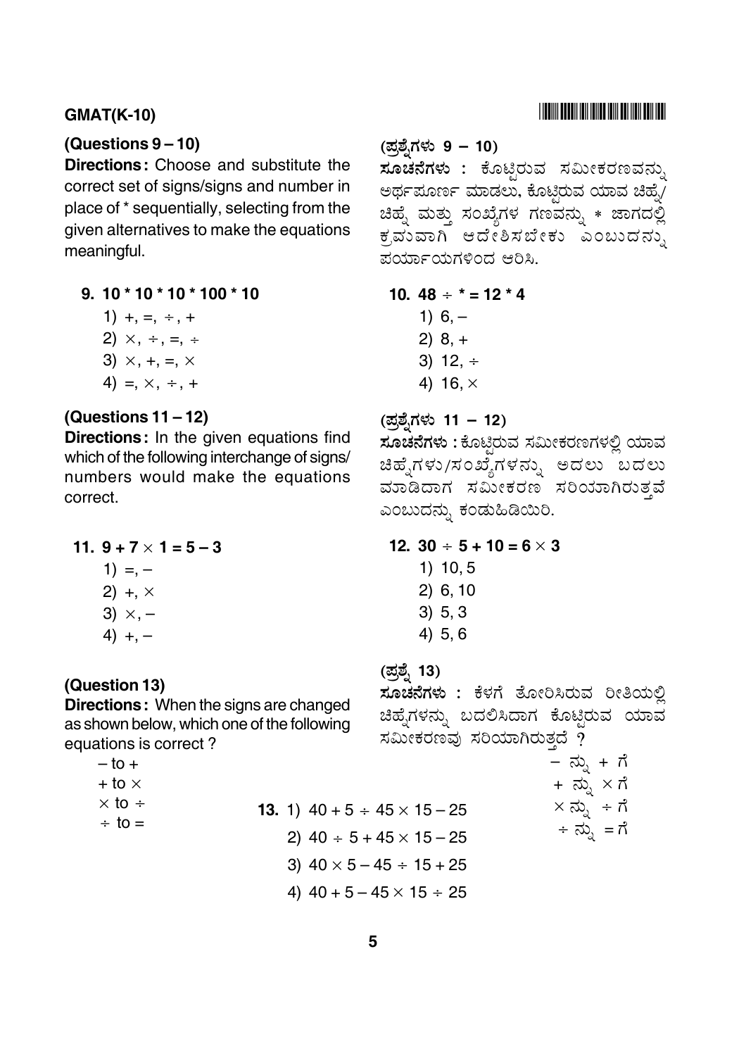## (Questions 9 – 10)

**Directions:** Choose and substitute the correct set of signs/signs and number in place of * sequentially, selecting from the given alternatives to make the equations meaningful.

## (ಪ್ರಶ್ನೆಗಳು 9 – 10)

**ಸೂಚನೆಗಳು :** ಕೊಟ್ಟಿರುವ ಸಮೀಕರಣವನ್ನು ಅರ್ಥಪೂರ್ಣ ಮಾಡಲು, ಕೊಟ್ಟಿರುವ ಯಾವ ಚಿಹ್ನೆ/ಚಿಹ್ನೆ ಮತ್ತು ಸಂಖ್ಯೆಗಳ ಗಣವನ್ನು * ಜಾಗದಲ್ಲಿ ಕ್ರಮವಾಗಿ ಆದೇಶಿಸಬೇಕು ಎಂಬುದನ್ನು ಪರ್ಯಾಯಗಳಿಂದ ಆರಿಸಿ.

**9. 10 * 10 * 10 * 100 * 10**

1) +, =, ÷, +
2) ×, ÷, =, ÷
3) ×, +, =, ×
4) =, ×, ÷, +

**10. 48 ÷ * = 12 * 4**

1) 6, –
2) 8, +
3) 12, ÷
4) 16, ×

## (Questions 11 – 12)

**Directions:** In the given equations find which of the following interchange of signs/numbers would make the equations correct.

## (ಪ್ರಶ್ನೆಗಳು 11 – 12)

**ಸೂಚನೆಗಳು :** ಕೊಟ್ಟಿರುವ ಸಮೀಕರಣಗಳಲ್ಲಿ ಯಾವ ಚಿಹ್ನೆಗಳು/ಸಂಖ್ಯೆಗಳನ್ನು ಅದಲು ಬದಲು ಮಾಡಿದಾಗ ಸಮೀಕರಣ ಸರಿಯಾಗಿರುತ್ತವೆ ಎಂಬುದನ್ನು ಕಂಡುಹಿಡಿಯಿರಿ.

**11. $9 + 7 \times 1 = 5 - 3$**

1) =, –
2) +, ×
3) ×, –
4) +, –

**12. $30 \div 5 + 10 = 6 \times 3$**

1) 10, 5
2) 6, 10
3) 5, 3
4) 5, 6

## (Question 13)

**Directions:** When the signs are changed as shown below, which one of the following equations is correct ?

## (ಪ್ರಶ್ನೆ 13)

**ಸೂಚನೆಗಳು :** ಕೆಳಗೆ ತೋರಿಸಿರುವ ರೀತಿಯಲ್ಲಿ ಚಿಹ್ನೆಗಳನ್ನು ಬದಲಿಸಿದಾಗ ಕೊಟ್ಟಿರುವ ಯಾವ ಸಮೀಕರಣವು ಸರಿಯಾಗಿರುತ್ತದೆ ?

– to +
+ to ×
× to ÷
÷ to =

– ನ್ನು + ಗೆ
+ ನ್ನು × ಗೆ
× ನ್ನು ÷ ಗೆ
÷ ನ್ನು = ಗೆ

**13.**

1) $40 + 5 \div 45 \times 15 - 25$
2) $40 \div 5 + 45 \times 15 - 25$
3) $40 \times 5 - 45 \div 15 + 25$
4) $40 + 5 - 45 \times 15 \div 25$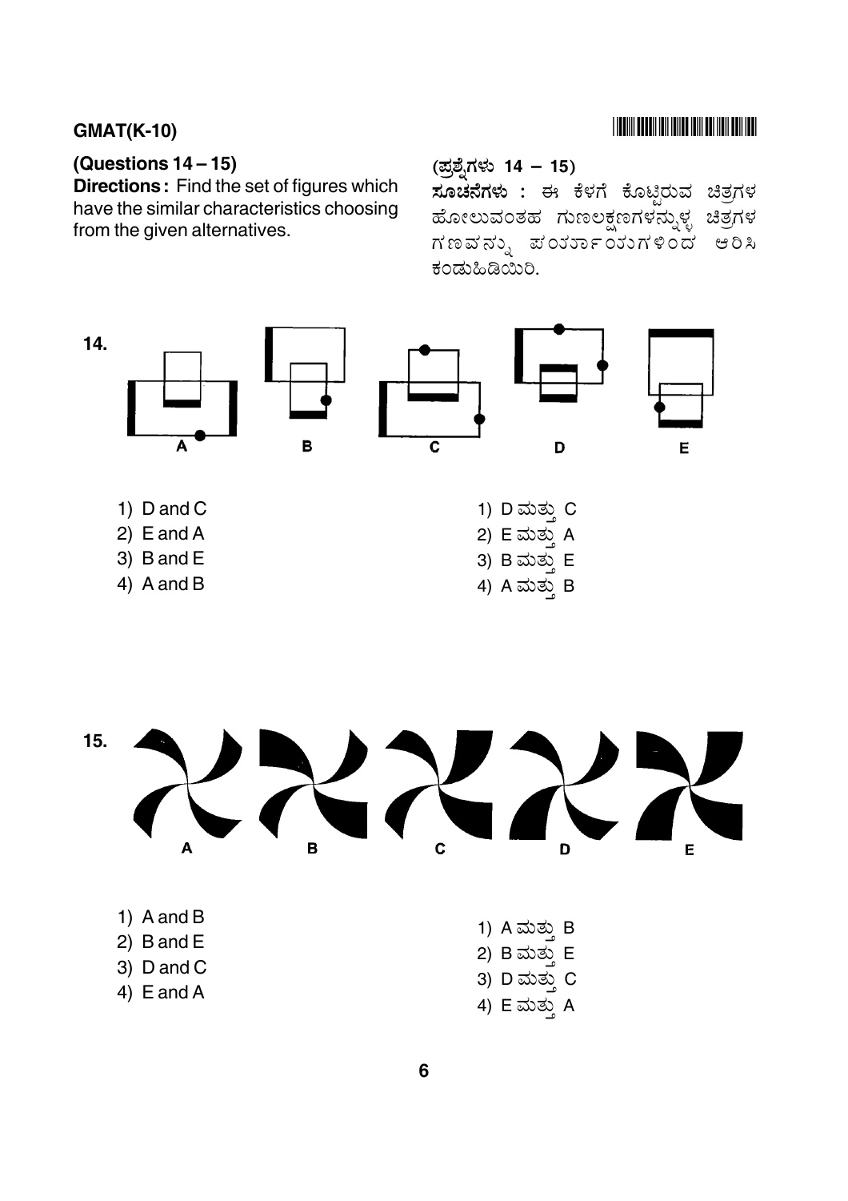**(Questions 14 – 15)**

**Directions :** Find the set of figures which have the similar characteristics choosing from the given alternatives.

**(ಪ್ರಶ್ನೆಗಳು 14 – 15)**

**ಸೂಚನೆಗಳು :** ಈ ಕೆಳಗೆ ಕೊಟ್ಟಿರುವ ಚಿತ್ರಗಳ ಹೋಲುವಂತಹ ಗುಣಲಕ್ಷಣಗಳನ್ನುಳ್ಳ ಚಿತ್ರಗಳ ಗಣವನ್ನು ಪರ್ಯಾಯಗಳಿಂದ ಆರಿಸಿ ಕಂಡುಹಿಡಿಯಿರಿ.

**14.**

A B C D E

1) D and C
2) E and A
3) B and E
4) A and B

1) D ಮತ್ತು C
2) E ಮತ್ತು A
3) B ಮತ್ತು E
4) A ಮತ್ತು B

**15.**

A B C D E

1) A and B
2) B and E
3) D and C
4) E and A

1) A ಮತ್ತು B
2) B ಮತ್ತು E
3) D ಮತ್ತು C
4) E ಮತ್ತು A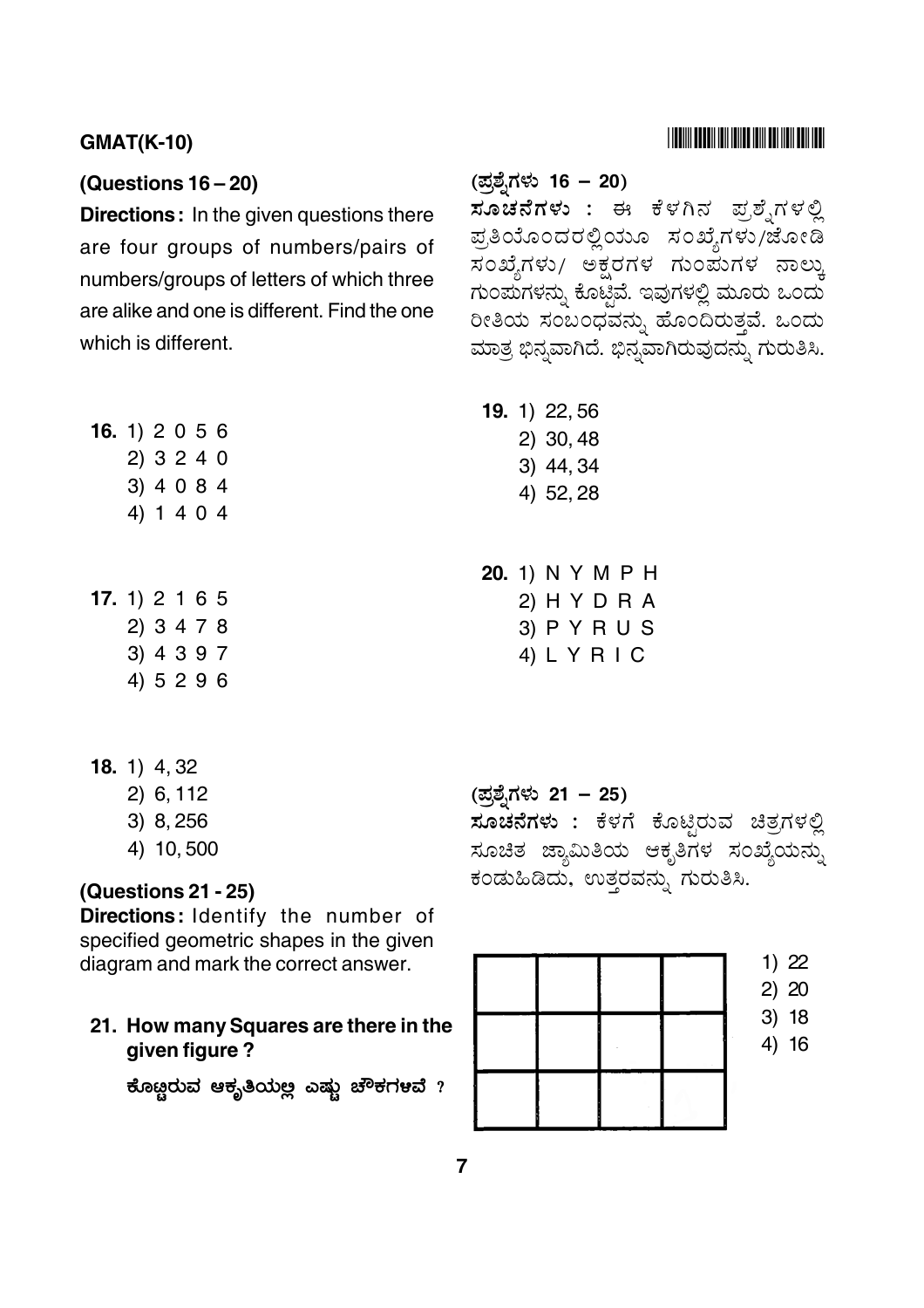## (Questions 16 – 20)

**Directions :** In the given questions there are four groups of numbers/pairs of numbers/groups of letters of which three are alike and one is different. Find the one which is different.

**(ಪ್ರಶ್ನೆಗಳು 16 – 20)**

**ಸೂಚನೆಗಳು :** ಈ ಕೆಳಗಿನ ಪ್ರಶ್ನೆಗಳಲ್ಲಿ ಪ್ರತಿಯೊಂದರಲ್ಲಿಯೂ ಸಂಖ್ಯೆಗಳು/ಜೋಡಿ ಸಂಖ್ಯೆಗಳು/ ಅಕ್ಷರಗಳ ಗುಂಪುಗಳ ನಾಲ್ಕು ಗುಂಪುಗಳನ್ನು ಕೊಟ್ಟಿವೆ. ಇವುಗಳಲ್ಲಿ ಮೂರು ಒಂದು ರೀತಿಯ ಸಂಬಂಧವನ್ನು ಹೊಂದಿರುತ್ತವೆ. ಒಂದು ಮಾತ್ರ ಭಿನ್ನವಾಗಿದೆ. ಭಿನ್ನವಾಗಿರುವುದನ್ನು ಗುರುತಿಸಿ.

**16.** 1) 2 0 5 6
2) 3 2 4 0
3) 4 0 8 4
4) 1 4 0 4

**17.** 1) 2 1 6 5
2) 3 4 7 8
3) 4 3 9 7
4) 5 2 9 6

**18.** 1) 4, 32
2) 6, 112
3) 8, 256
4) 10, 500

**19.** 1) 22, 56
2) 30, 48
3) 44, 34
4) 52, 28

**20.** 1) N Y M P H
2) H Y D R A
3) P Y R U S
4) L Y R I C

## (Questions 21 - 25)

**Directions :** Identify the number of specified geometric shapes in the given diagram and mark the correct answer.

**(ಪ್ರಶ್ನೆಗಳು 21 – 25)**

**ಸೂಚನೆಗಳು :** ಕೆಳಗೆ ಕೊಟ್ಟಿರುವ ಚಿತ್ರಗಳಲ್ಲಿ ಸೂಚಿತ ಜ್ಯಾಮಿತಿಯ ಆಕೃತಿಗಳ ಸಂಖ್ಯೆಯನ್ನು ಕಂಡುಹಿಡಿದು, ಉತ್ತರವನ್ನು ಗುರುತಿಸಿ.

**21. How many Squares are there in the given figure ?**

**ಕೊಟ್ಟಿರುವ ಆಕೃತಿಯಲ್ಲಿ ಎಷ್ಟು ಚೌಕಗಳಿವೆ ?**

|   |   |   |   |
|---|---|---|---|
|   |   |   |   |
|   |   |   |   |
|   |   |   |   |

1) 22
2) 20
3) 18
4) 16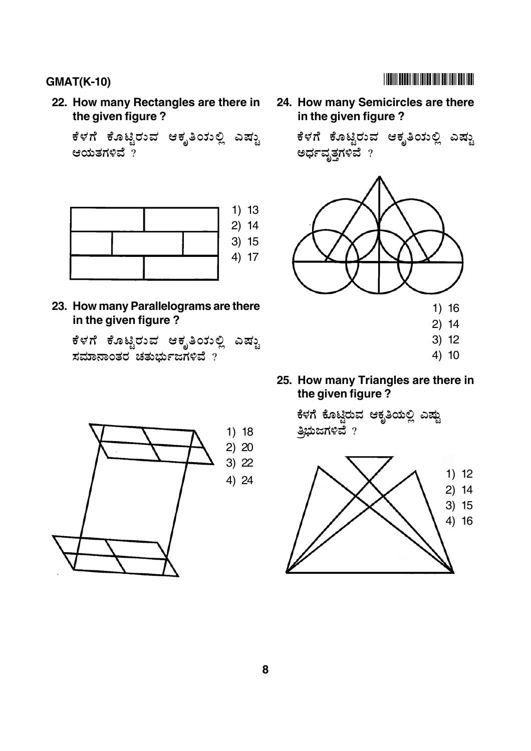22. **How many Rectangles are there in the given figure ?**

    ಕೆಳಗೆ ಕೊಟ್ಟಿರುವ ಆಕೃತಿಯುಲ್ಲಿ ಎಷ್ಟು ಆಯತಗಳಿವೆ ?

    1) 13
    2) 14
    3) 15
    4) 17

23. **How many Parallelograms are there in the given figure ?**

    ಕೆಳಗೆ ಕೊಟ್ಟಿರುವ ಆಕೃತಿಯುಲ್ಲಿ ಎಷ್ಟು ಸಮಾನಾಂತರ ಚತುರ್ಭುಜಗಳಿವೆ ?

    1) 18
    2) 20
    3) 22
    4) 24

24. **How many Semicircles are there in the given figure ?**

    ಕೆಳಗೆ ಕೊಟ್ಟಿರುವ ಆಕೃತಿಯುಲ್ಲಿ ಎಷ್ಟು ಅರ್ಧವೃತ್ತಗಳಿವೆ ?

    1) 16
    2) 14
    3) 12
    4) 10

25. **How many Triangles are there in the given figure ?**

    ಕೆಳಗೆ ಕೊಟ್ಟಿರುವ ಆಕೃತಿಯಲ್ಲಿ ಎಷ್ಟು ತ್ರಿಭುಜಗಳಿವೆ ?

    1) 12
    2) 14
    3) 15
    4) 16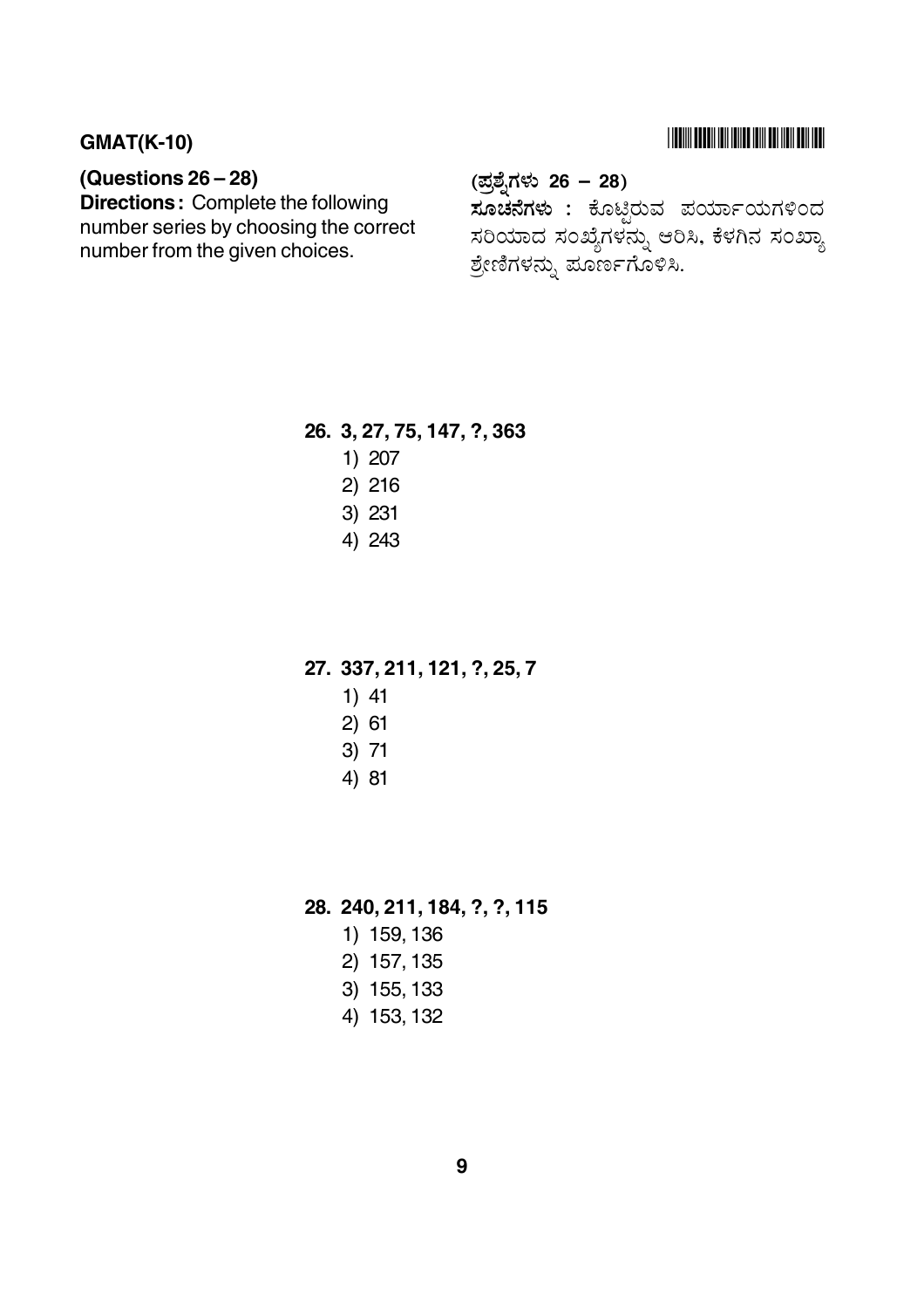**(Questions 26 – 28)**

**Directions :** Complete the following number series by choosing the correct number from the given choices.

**(ಪ್ರಶ್ನೆಗಳು 26 – 28)**

**ಸೂಚನೆಗಳು :** ಕೊಟ್ಟಿರುವ ಪರ್ಯಾಯಗಳಿಂದ ಸರಿಯಾದ ಸಂಖ್ಯೆಗಳನ್ನು ಆರಿಸಿ, ಕೆಳಗಿನ ಸಂಖ್ಯಾ ಶ್ರೇಣಿಗಳನ್ನು ಪೂರ್ಣಗೊಳಿಸಿ.

**26. 3, 27, 75, 147, ?, 363**

1) 207
2) 216
3) 231
4) 243

**27. 337, 211, 121, ?, 25, 7**

1) 41
2) 61
3) 71
4) 81

**28. 240, 211, 184, ?, ?, 115**

1) 159, 136
2) 157, 135
3) 155, 133
4) 153, 132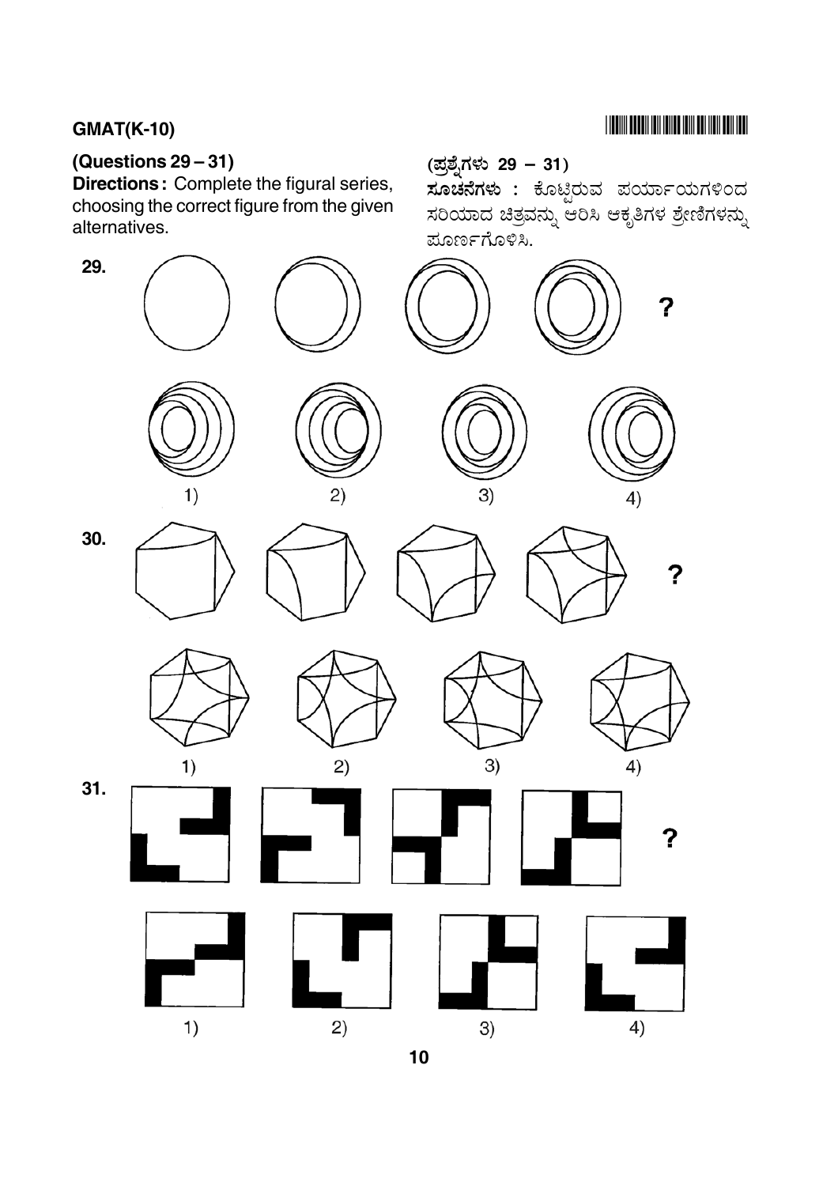## (Questions 29 – 31)

**Directions :** Complete the figural series, choosing the correct figure from the given alternatives.

## (ಪ್ರಶ್ನೆಗಳು 29 – 31)

**ಸೂಚನೆಗಳು :** ಕೊಟ್ಟಿರುವ ಪರ್ಯಾಯಗಳಿಂದ ಸರಿಯಾದ ಚಿತ್ರವನ್ನು ಆರಿಸಿ ಆಕೃತಿಗಳ ಶ್ರೇಣಿಗಳನ್ನು ಪೂರ್ಣಗೊಳಿಸಿ.

**29.** ?

1) 2) 3) 4)

**30.** ?

1) 2) 3) 4)

**31.** ?

1) 2) 3) 4)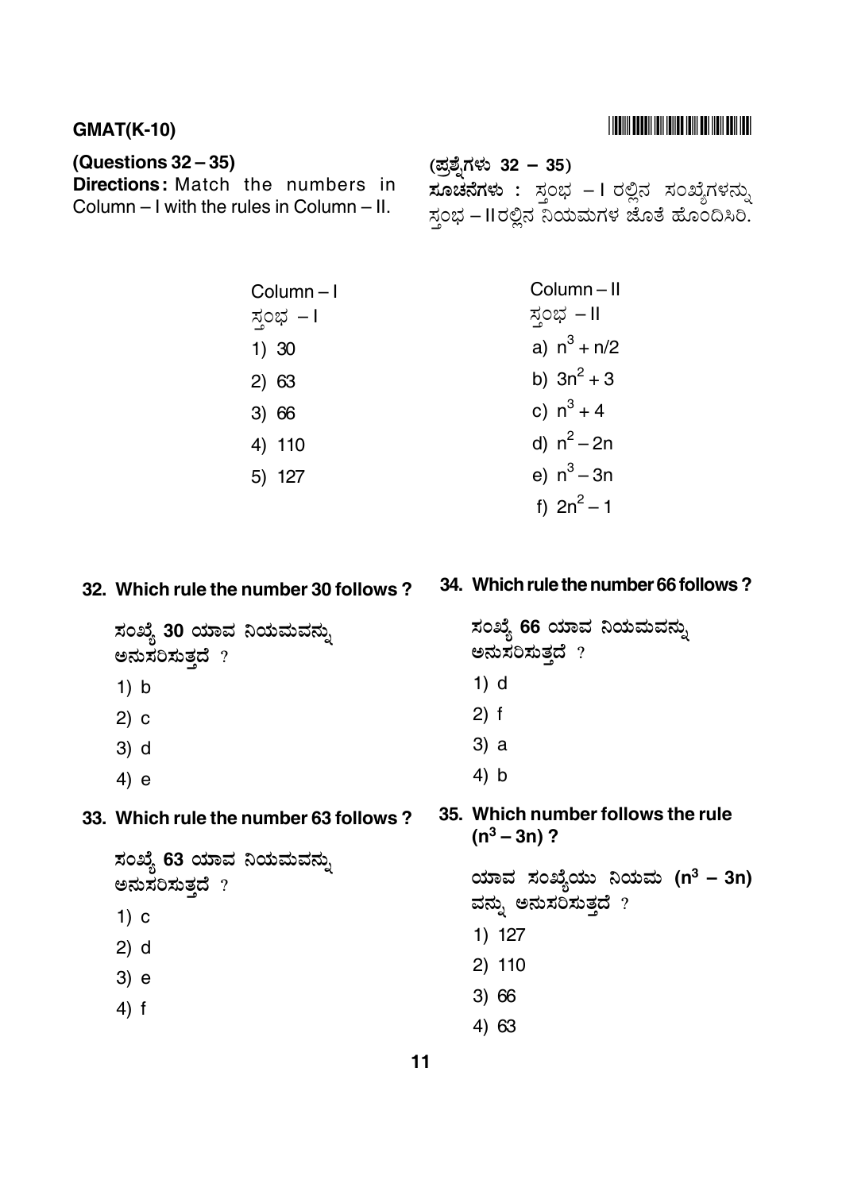**GMAT(K-10)**

**(Questions 32 – 35)**

**Directions:** Match the numbers in Column – I with the rules in Column – II.

**(ಪ್ರಶ್ನೆಗಳು 32 – 35)**

**ಸೂಚನೆಗಳು :** ಸ್ತಂಭ – I ರಲ್ಲಿನ ಸಂಖ್ಯೆಗಳನ್ನು ಸ್ತಂಭ – II ರಲ್ಲಿನ ನಿಯಮಗಳ ಜೊತೆ ಹೊಂದಿಸಿರಿ.

| Column – I<br>ಸ್ತಂಭ – I | Column – II<br>ಸ್ತಂಭ – II |
|---|---|
| 1) 30 | a) $n^3 + n/2$ |
| 2) 63 | b) $3n^2 + 3$ |
| 3) 66 | c) $n^3 + 4$ |
| 4) 110 | d) $n^2 – 2n$ |
| 5) 127 | e) $n^3 – 3n$ |
| | f) $2n^2 – 1$ |

**32. Which rule the number 30 follows ?**

ಸಂಖ್ಯೆ **30** ಯಾವ ನಿಯಮವನ್ನು ಅನುಸರಿಸುತ್ತದೆ ?

1) b
2) c
3) d
4) e

**33. Which rule the number 63 follows ?**

ಸಂಖ್ಯೆ **63** ಯಾವ ನಿಯಮವನ್ನು ಅನುಸರಿಸುತ್ತದೆ ?

1) c
2) d
3) e
4) f

**34. Which rule the number 66 follows ?**

ಸಂಖ್ಯೆ **66** ಯಾವ ನಿಯಮವನ್ನು ಅನುಸರಿಸುತ್ತದೆ ?

1) d
2) f
3) a
4) b

**35. Which number follows the rule ($n^3 – 3n$) ?**

ಯಾವ ಸಂಖ್ಯೆಯು ನಿಯಮ **($n^3 – 3n$)** ವನ್ನು ಅನುಸರಿಸುತ್ತದೆ ?

1) 127
2) 110
3) 66
4) 63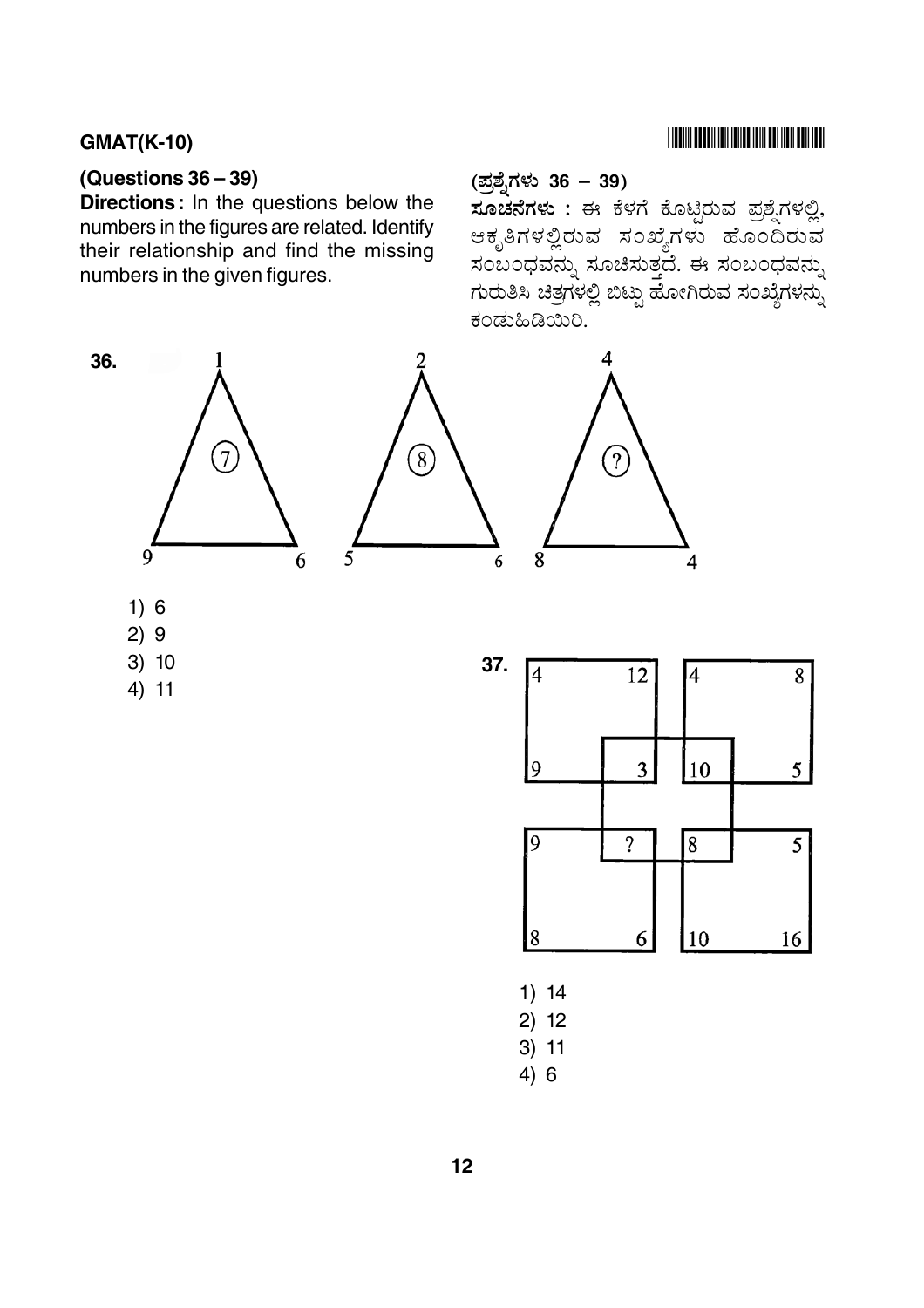GMAT(K-10)

**(Questions 36 – 39)**

**Directions :** In the questions below the numbers in the figures are related. Identify their relationship and find the missing numbers in the given figures.

**(ಪ್ರಶ್ನೆಗಳು 36 – 39)**

**ಸೂಚನೆಗಳು :** ಈ ಕೆಳಗೆ ಕೊಟ್ಟಿರುವ ಪ್ರಶ್ನೆಗಳಲ್ಲಿ, ಆಕೃತಿಗಳಲ್ಲಿರುವ ಸಂಖ್ಯೆಗಳು ಹೊಂದಿರುವ ಸಂಬಂಧವನ್ನು ಸೂಚಿಸುತ್ತದೆ. ಈ ಸಂಬಂಧವನ್ನು ಗುರುತಿಸಿ ಚಿತ್ರಗಳಲ್ಲಿ ಬಿಟ್ಟು ಹೋಗಿರುವ ಸಂಖ್ಯೆಗಳನ್ನು ಕಂಡುಹಿಡಿಯಿರಿ.

**36.**

| Triangle | Top | Bottom left | Bottom right | Centre |
|---|---|---|---|---|
| 1 | 1 | 9 | 6 | 7 |
| 2 | 2 | 5 | 6 | 8 |
| 3 | 4 | 8 | 4 | ? |

1) 6
2) 9
3) 10
4) 11

**37.**

| Square | Top left | Top right | Bottom left | Bottom right |
|---|---|---|---|---|
| Top-left | 4 | 12 | 9 | 3 |
| Top-right | 4 | 8 | 10 | 5 |
| Bottom-left | 9 | ? | 8 | 6 |
| Bottom-right | 8 | 5 | 10 | 16 |

1) 14
2) 12
3) 11
4) 6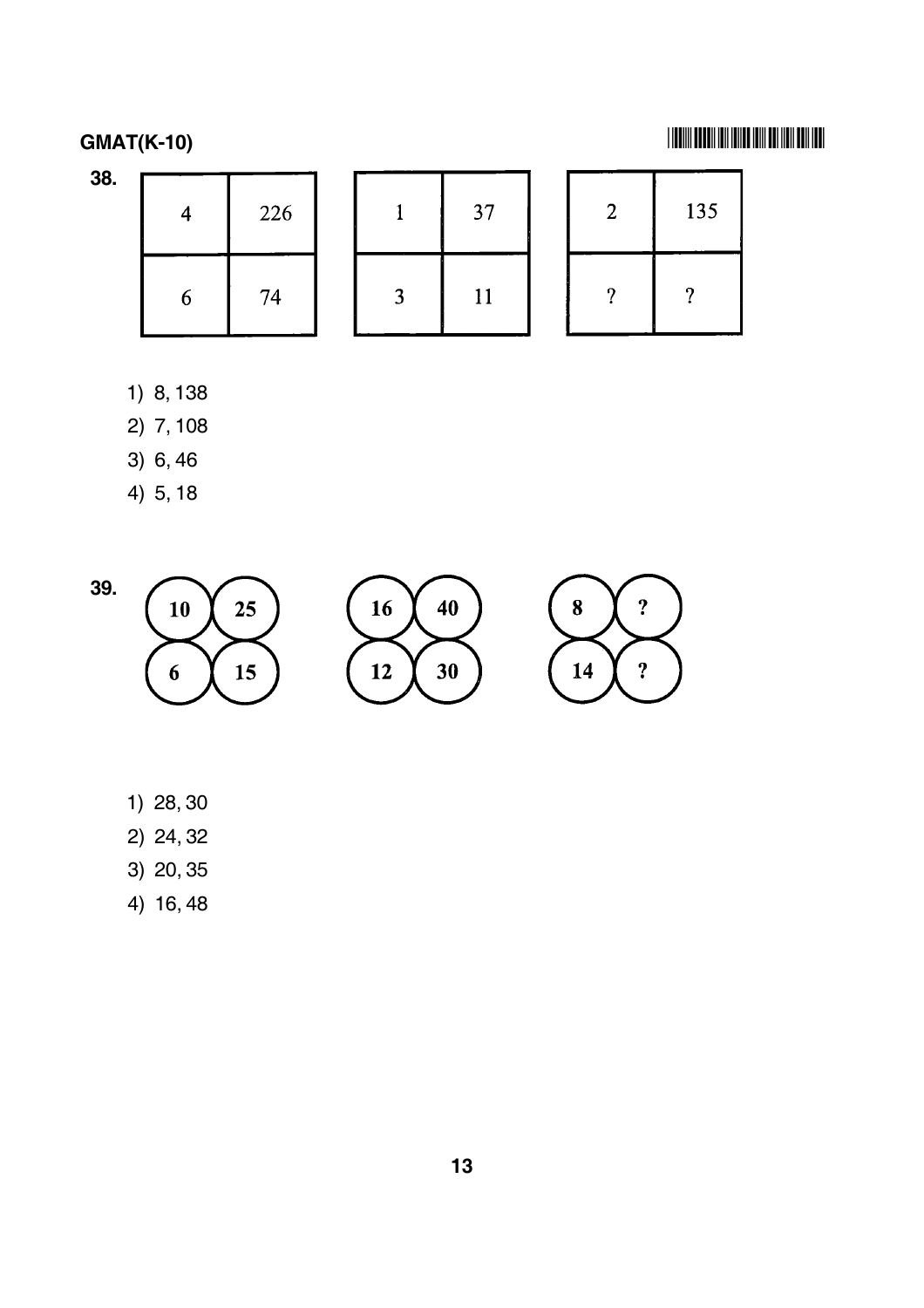**38.**

| 4 | 226 |
|---|---|
| 6 | 74 |

| 1 | 37 |
|---|---|
| 3 | 11 |

| 2 | 135 |
|---|---|
| ? | ? |

1) 8, 138
2) 7, 108
3) 6, 46
4) 5, 18

**39.**

| 10 | 25 |
|---|---|
| 6 | 15 |

| 16 | 40 |
|---|---|
| 12 | 30 |

| 8 | ? |
|---|---|
| 14 | ? |

1) 28, 30
2) 24, 32
3) 20, 35
4) 16, 48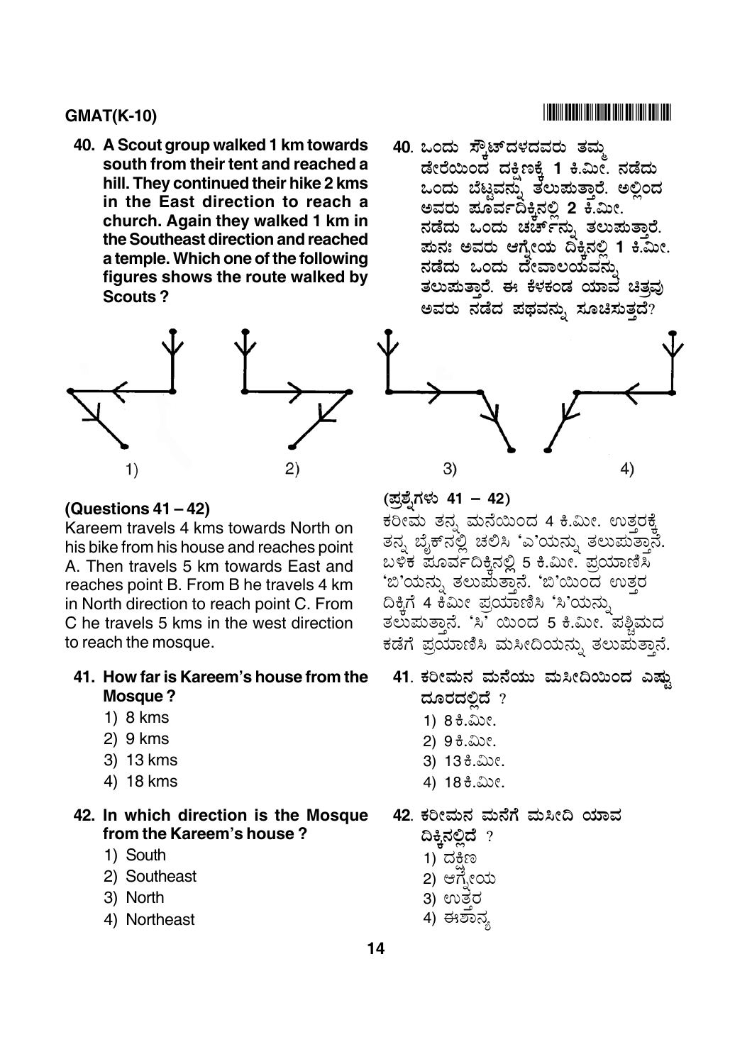**40. A Scout group walked 1 km towards south from their tent and reached a hill. They continued their hike 2 kms in the East direction to reach a church. Again they walked 1 km in the Southeast direction and reached a temple. Which one of the following figures shows the route walked by Scouts ?**

**40. ಒಂದು ಸ್ಕೌಟ್‌ದಳದವರು ತಮ್ಮ ಡೇರೆಯಿಂದ ದಕ್ಷಿಣಕ್ಕೆ 1 ಕಿ.ಮೀ. ನಡೆದು ಒಂದು ಬೆಟ್ಟವನ್ನು ತಲುಪುತ್ತಾರೆ. ಅಲ್ಲಿಂದ ಅವರು ಪೂರ್ವದಿಕ್ಕಿನಲ್ಲಿ 2 ಕಿ.ಮೀ. ನಡೆದು ಒಂದು ಚರ್ಚ್‌ನ್ನು ತಲುಪುತ್ತಾರೆ. ಪುನಃ ಅವರು ಆಗ್ನೇಯ ದಿಕ್ಕಿನಲ್ಲಿ 1 ಕಿ.ಮೀ. ನಡೆದು ಒಂದು ದೇವಾಲಯವನ್ನು ತಲುಪುತ್ತಾರೆ. ಈ ಕೆಳಕಂಡ ಯಾವ ಚಿತ್ರವು ಅವರು ನಡೆದ ಪಥವನ್ನು ಸೂಚಿಸುತ್ತದೆ?**

1) 2) 3) 4)

**(Questions 41 – 42)**

Kareem travels 4 kms towards North on his bike from his house and reaches point A. Then travels 5 km towards East and reaches point B. From B he travels 4 km in North direction to reach point C. From C he travels 5 kms in the west direction to reach the mosque.

**(ಪ್ರಶ್ನೆಗಳು 41 – 42)**

ಕರೀಮ ತನ್ನ ಮನೆಯಿಂದ 4 ಕಿ.ಮೀ. ಉತ್ತರಕ್ಕೆ ತನ್ನ ಬೈಕ್‌ನಲ್ಲಿ ಚಲಿಸಿ 'ಎ'ಯನ್ನು ತಲುಪುತ್ತಾನೆ. ಬಳಿಕ ಪೂರ್ವದಿಕ್ಕಿನಲ್ಲಿ 5 ಕಿ.ಮೀ. ಪ್ರಯಾಣಿಸಿ 'ಬಿ'ಯನ್ನು ತಲುಪುತ್ತಾನೆ. 'ಬಿ'ಯಿಂದ ಉತ್ತರ ದಿಕ್ಕಿಗೆ 4 ಕಿಮೀ ಪ್ರಯಾಣಿಸಿ 'ಸಿ'ಯನ್ನು ತಲುಪುತ್ತಾನೆ. 'ಸಿ' ಯಿಂದ 5 ಕಿ.ಮೀ. ಪಶ್ಚಿಮದ ಕಡೆಗೆ ಪ್ರಯಾಣಿಸಿ ಮಸೀದಿಯನ್ನು ತಲುಪುತ್ತಾನೆ.

**41. How far is Kareem's house from the Mosque ?**

1) 8 kms
2) 9 kms
3) 13 kms
4) 18 kms

**41. ಕರೀಮನ ಮನೆಯು ಮಸೀದಿಯಿಂದ ಎಷ್ಟು ದೂರದಲ್ಲಿದೆ ?**

1) 8 ಕಿ.ಮೀ.
2) 9 ಕಿ.ಮೀ.
3) 13 ಕಿ.ಮೀ.
4) 18 ಕಿ.ಮೀ.

**42. In which direction is the Mosque from the Kareem's house ?**

1) South
2) Southeast
3) North
4) Northeast

**42. ಕರೀಮನ ಮನೆಗೆ ಮಸೀದಿ ಯಾವ ದಿಕ್ಕಿನಲ್ಲಿದೆ ?**

1) ದಕ್ಷಿಣ
2) ಆಗ್ನೇಯ
3) ಉತ್ತರ
4) ಈಶಾನ್ಯ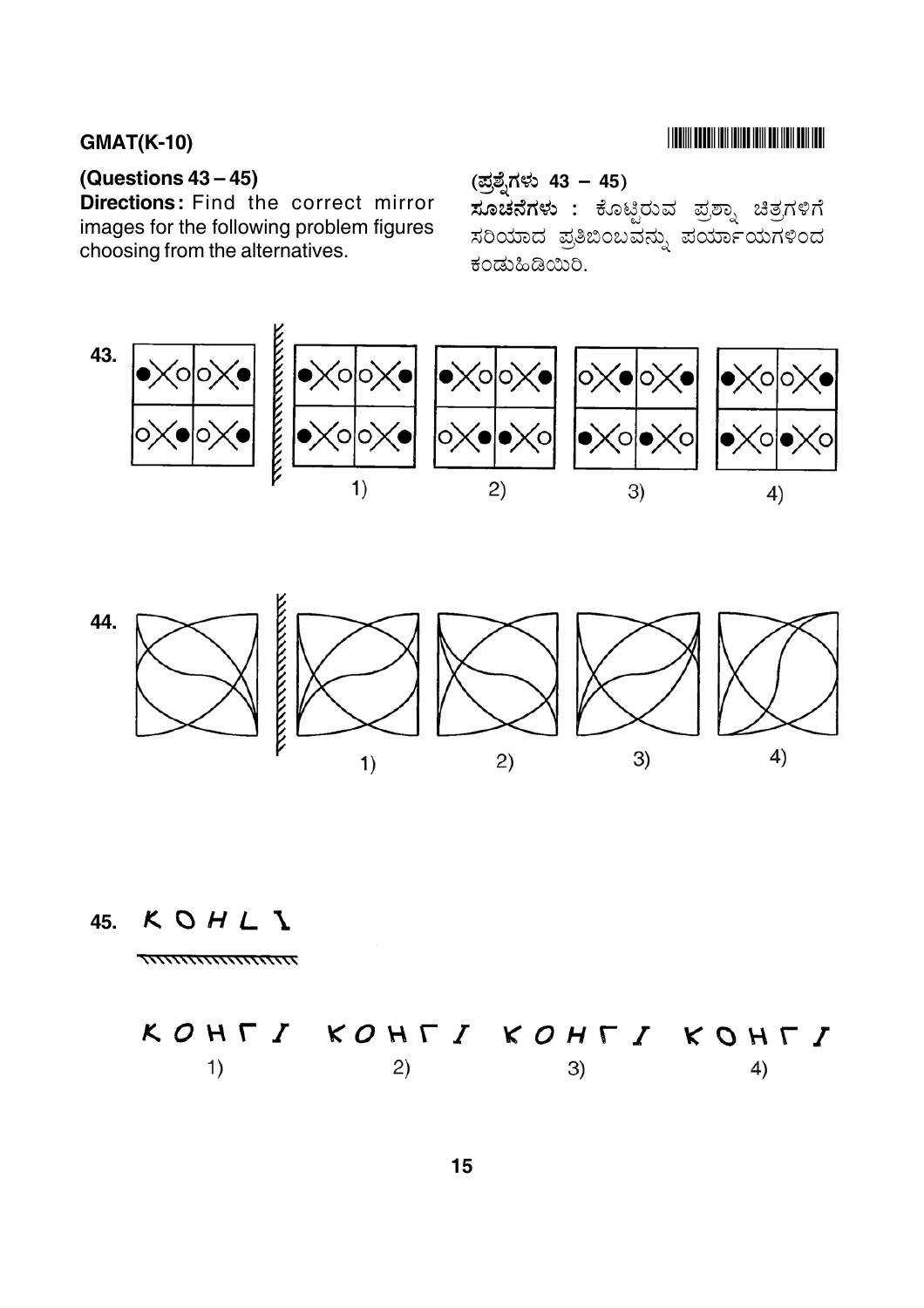**GMAT(K-10)**

**(Questions 43 – 45)**

**Directions:** Find the correct mirror images for the following problem figures choosing from the alternatives.

**(ಪ್ರಶ್ನೆಗಳು 43 – 45)**

**ಸೂಚನೆಗಳು :** ಕೊಟ್ಟಿರುವ ಪ್ರಶ್ನಾ ಚಿತ್ರಗಳಿಗೆ ಸರಿಯಾದ ಪ್ರತಿಬಿಂಬವನ್ನು ಪರ್ಯಾಯಗಳಿಂದ ಕಂಡುಹಿಡಿಯಿರಿ.

43.

1) 2) 3) 4)

44.

1) 2) 3) 4)

45. K O H L I

1) 2) 3) 4)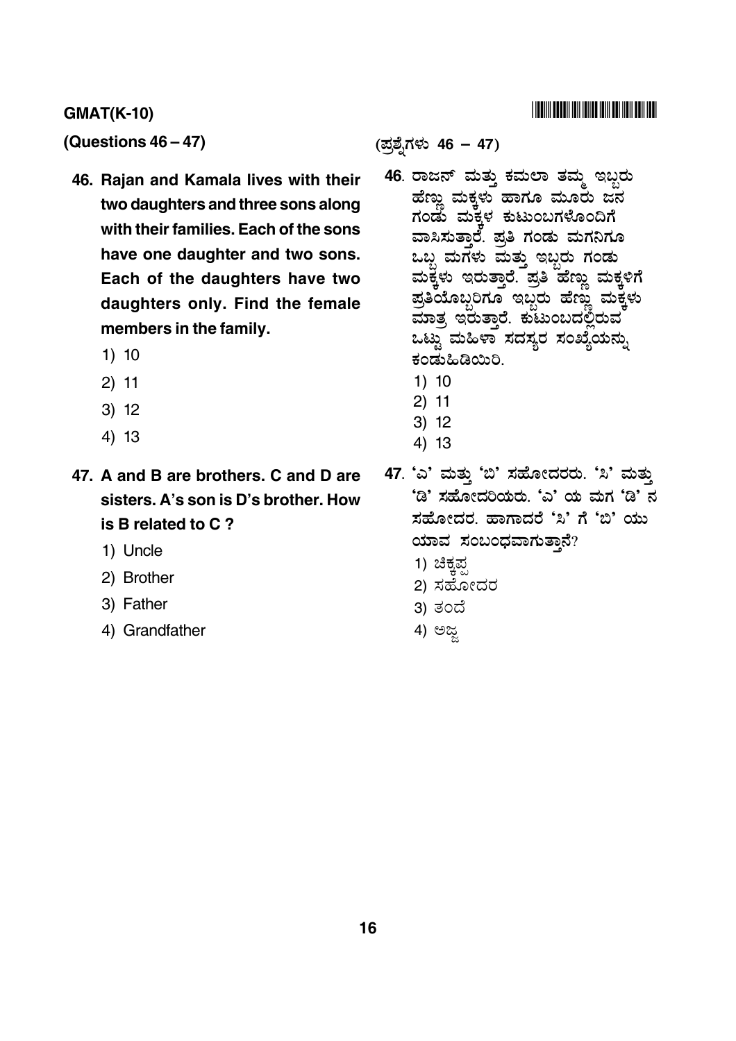**GMAT(K-10)**

**(Questions 46 – 47)**

**46. Rajan and Kamala lives with their two daughters and three sons along with their families. Each of the sons have one daughter and two sons. Each of the daughters have two daughters only. Find the female members in the family.**

1) 10
2) 11
3) 12
4) 13

**47. A and B are brothers. C and D are sisters. A's son is D's brother. How is B related to C ?**

1) Uncle
2) Brother
3) Father
4) Grandfather

**(ಪ್ರಶ್ನೆಗಳು 46 – 47)**

**46. ರಾಜನ್ ಮತ್ತು ಕಮಲಾ ತಮ್ಮ ಇಬ್ಬರು ಹೆಣ್ಣು ಮಕ್ಕಳು ಹಾಗೂ ಮೂರು ಜನ ಗಂಡು ಮಕ್ಕಳ ಕುಟುಂಬಗಳೊಂದಿಗೆ ವಾಸಿಸುತ್ತಾರೆ. ಪ್ರತಿ ಗಂಡು ಮಗನಿಗೂ ಒಬ್ಬ ಮಗಳು ಮತ್ತು ಇಬ್ಬರು ಗಂಡು ಮಕ್ಕಳು ಇರುತ್ತಾರೆ. ಪ್ರತಿ ಹೆಣ್ಣು ಮಕ್ಕಳಿಗೆ ಪ್ರತಿಯೊಬ್ಬರಿಗೂ ಇಬ್ಬರು ಹೆಣ್ಣು ಮಕ್ಕಳು ಮಾತ್ರ ಇರುತ್ತಾರೆ. ಕುಟುಂಬದಲ್ಲಿರುವ ಒಟ್ಟು ಮಹಿಳಾ ಸದಸ್ಯರ ಸಂಖ್ಯೆಯನ್ನು ಕಂಡುಹಿಡಿಯಿರಿ.**

1) 10
2) 11
3) 12
4) 13

**47. 'ಎ' ಮತ್ತು 'ಬಿ' ಸಹೋದರರು. 'ಸಿ' ಮತ್ತು 'ಡಿ' ಸಹೋದರಿಯರು. 'ಎ' ಯ ಮಗ 'ಡಿ' ನ ಸಹೋದರ. ಹಾಗಾದರೆ 'ಸಿ' ಗೆ 'ಬಿ' ಯು ಯಾವ ಸಂಬಂಧವಾಗುತ್ತಾನೆ?**

1) ಚಿಕ್ಕಪ್ಪ
2) ಸಹೋದರ
3) ತಂದೆ
4) ಅಜ್ಜ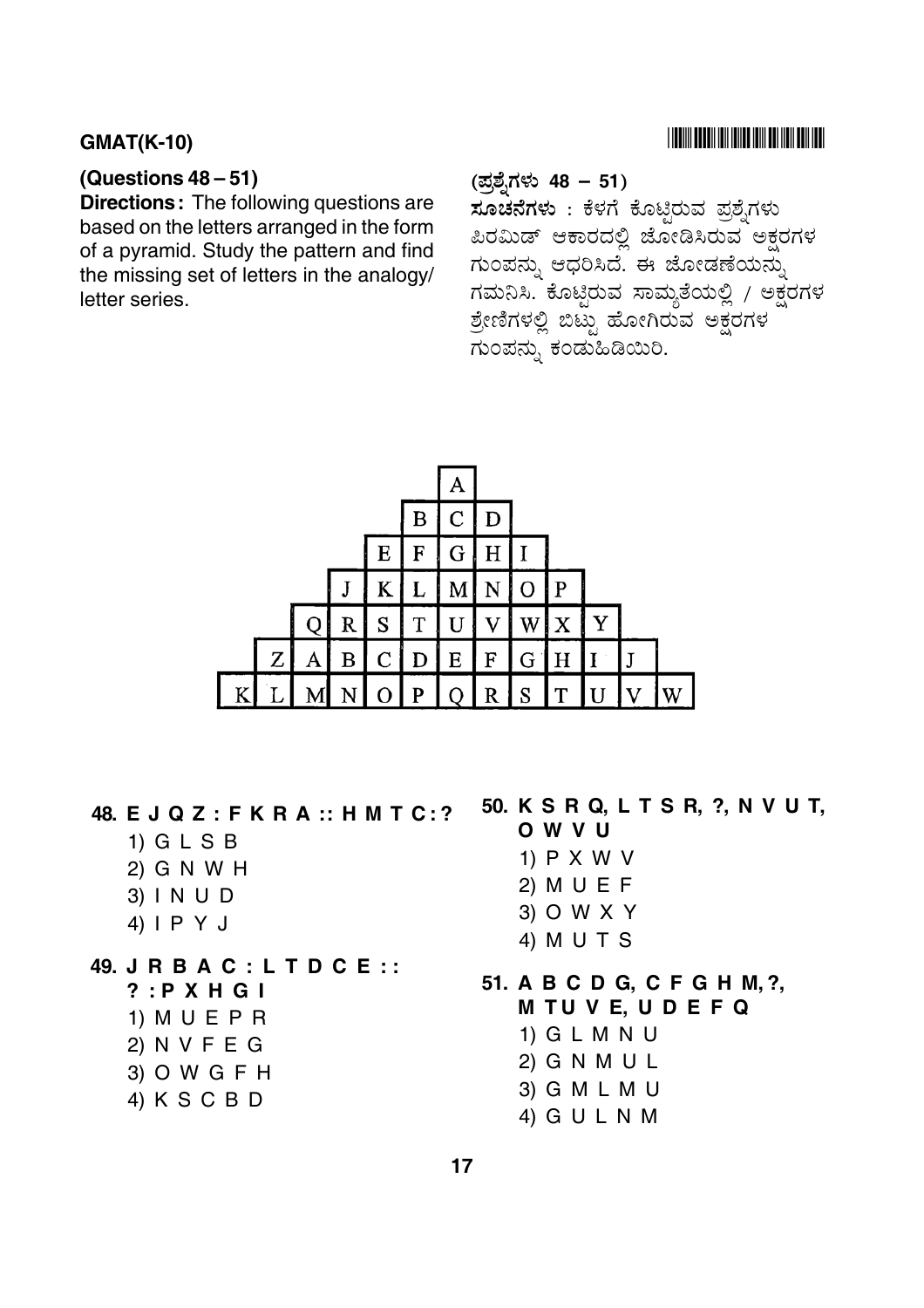**(Questions 48 – 51)**

**Directions :** The following questions are based on the letters arranged in the form of a pyramid. Study the pattern and find the missing set of letters in the analogy/ letter series.

**(ಪ್ರಶ್ನೆಗಳು 48 – 51)**

**ಸೂಚನೆಗಳು :** ಕೆಳಗೆ ಕೊಟ್ಟಿರುವ ಪ್ರಶ್ನೆಗಳು ಪಿರಮಿಡ್ ಆಕಾರದಲ್ಲಿ ಜೋಡಿಸಿರುವ ಅಕ್ಷರಗಳ ಗುಂಪನ್ನು ಆಧರಿಸಿದೆ. ಈ ಜೋಡಣೆಯನ್ನು ಗಮನಿಸಿ. ಕೊಟ್ಟಿರುವ ಸಾಮ್ಯತೆಯಲ್ಲಿ / ಅಕ್ಷರಗಳ ಶ್ರೇಣಿಗಳಲ್ಲಿ ಬಿಟ್ಟು ಹೋಗಿರುವ ಅಕ್ಷರಗಳ ಗುಂಪನ್ನು ಕಂಡುಹಿಡಿಯಿರಿ.

|   |   |   |   |   |   | A |   |   |   |   |   |   |
|---|---|---|---|---|---|---|---|---|---|---|---|---|
|   |   |   |   |   | B | C | D |   |   |   |   |   |
|   |   |   |   | E | F | G | H | I |   |   |   |   |
|   |   |   | J | K | L | M | N | O | P |   |   |   |
|   |   | Q | R | S | T | U | V | W | X | Y |   |   |
|   | Z | A | B | C | D | E | F | G | H | I | J |   |
| K | L | M | N | O | P | Q | R | S | T | U | V | W |

**48. E J Q Z : F K R A :: H M T C : ?**

1) G L S B
2) G N W H
3) I N U D
4) I P Y J

**49. J R B A C : L T D C E :: ? : P X H G I**

1) M U E P R
2) N V F E G
3) O W G F H
4) K S C B D

**50. K S R Q, L T S R, ?, N V U T, O W V U**

1) P X W V
2) M U E F
3) O W X Y
4) M U T S

**51. A B C D G, C F G H M, ?, M TU V E, U D E F Q**

1) G L M N U
2) G N M U L
3) G M L M U
4) G U L N M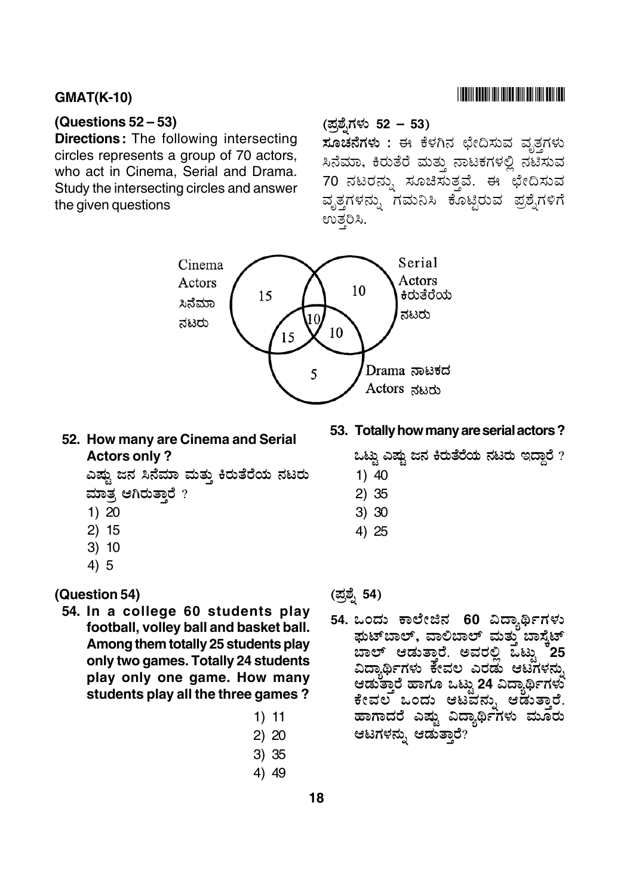**GMAT(K-10)**

### (Questions 52 – 53)

**Directions :** The following intersecting circles represents a group of 70 actors, who act in Cinema, Serial and Drama. Study the intersecting circles and answer the given questions

### (ಪ್ರಶ್ನೆಗಳು 52 – 53)

**ಸೂಚನೆಗಳು :** ಈ ಕೆಳಗಿನ ಛೇದಿಸುವ ವೃತ್ತಗಳು ಸಿನೆಮಾ, ಕಿರುತೆರೆ ಮತ್ತು ನಾಟಕಗಳಲ್ಲಿ ನಟಿಸುವ 70 ನಟರನ್ನು ಸೂಚಿಸುತ್ತವೆ. ಈ ಛೇದಿಸುವ ವೃತ್ತಗಳನ್ನು ಗಮನಿಸಿ ಕೊಟ್ಟಿರುವ ಪ್ರಶ್ನೆಗಳಿಗೆ ಉತ್ತರಿಸಿ.

Cinema Actors ಸಿನೆಮಾ ನಟರು: 15

Serial Actors ಕಿರುತೆರೆಯ ನಟರು: 10

Drama ನಾಟಕದ Actors ನಟರು: 5

Cinema & Drama: 15

Serial & Drama: 10

Cinema, Serial & Drama: 10

**52. How many are Cinema and Serial Actors only ?**

ಎಷ್ಟು ಜನ ಸಿನೆಮಾ ಮತ್ತು ಕಿರುತೆರೆಯ ನಟರು ಮಾತ್ರ ಆಗಿರುತ್ತಾರೆ ?

1) 20
2) 15
3) 10
4) 5

**53. Totally how many are serial actors ?**

ಒಟ್ಟು ಎಷ್ಟು ಜನ ಕಿರುತೆರೆಯ ನಟರು ಇದ್ದಾರೆ ?

1) 40
2) 35
3) 30
4) 25

### (Question 54)

**54. In a college 60 students play football, volley ball and basket ball. Among them totally 25 students play only two games. Totally 24 students play only one game. How many students play all the three games ?**

1) 11
2) 20
3) 35
4) 49

### (ಪ್ರಶ್ನೆ 54)

**54. ಒಂದು ಕಾಲೇಜಿನ 60 ವಿದ್ಯಾರ್ಥಿಗಳು ಫುಟ್‌ಬಾಲ್, ವಾಲಿಬಾಲ್ ಮತ್ತು ಬಾಸ್ಕೆಟ್ ಬಾಲ್ ಆಡುತ್ತಾರೆ. ಅವರಲ್ಲಿ ಒಟ್ಟು 25 ವಿದ್ಯಾರ್ಥಿಗಳು ಕೇವಲ ಎರಡು ಆಟಗಳನ್ನು ಆಡುತ್ತಾರೆ ಹಾಗೂ ಒಟ್ಟು 24 ವಿದ್ಯಾರ್ಥಿಗಳು ಕೇವಲ ಒಂದು ಆಟವನ್ನು ಆಡುತ್ತಾರೆ. ಹಾಗಾದರೆ ಎಷ್ಟು ವಿದ್ಯಾರ್ಥಿಗಳು ಮೂರು ಆಟಗಳನ್ನು ಆಡುತ್ತಾರೆ?**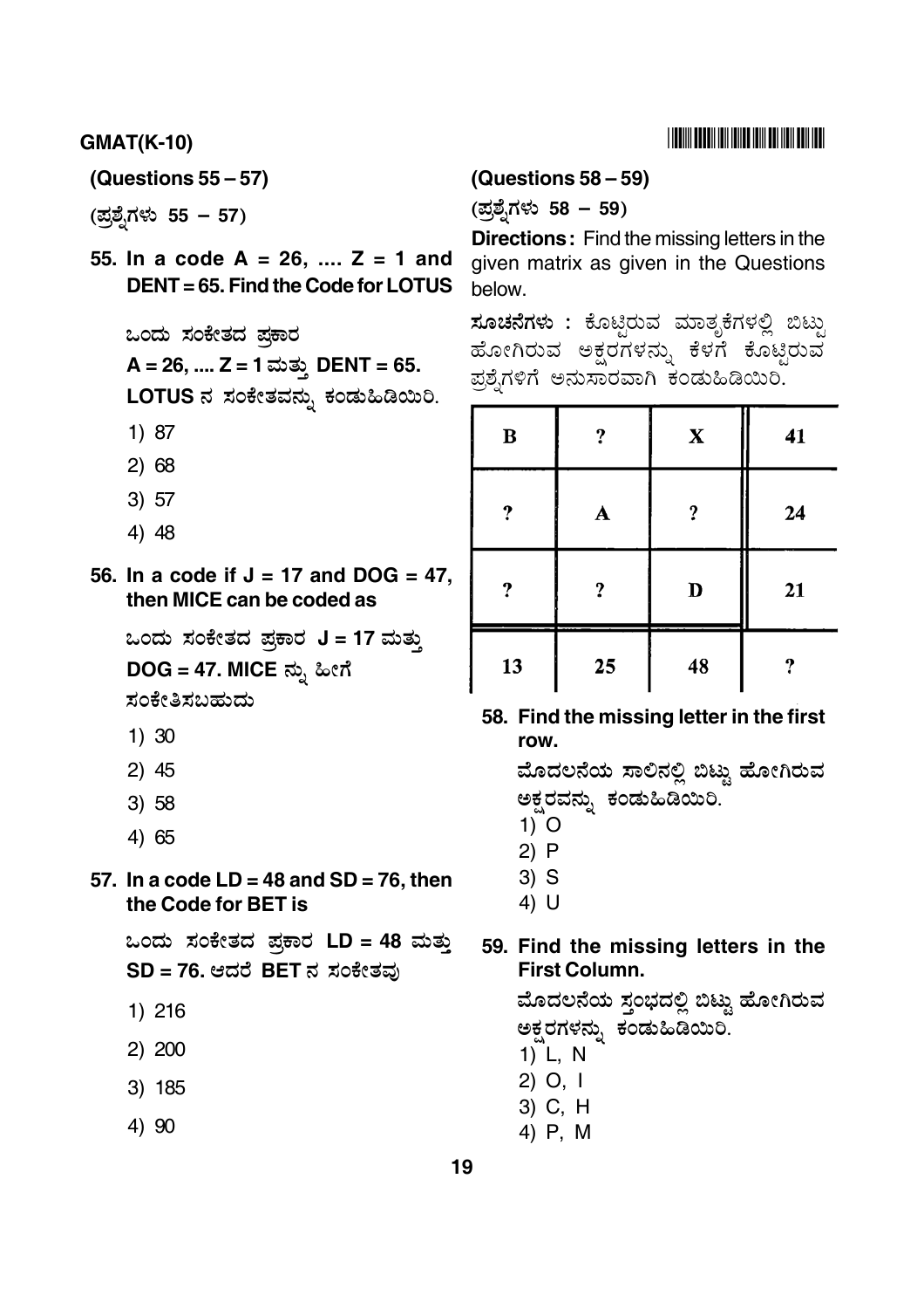(Questions 55 – 57)

(ಪ್ರಶ್ನೆಗಳು 55 – 57)

**55. In a code A = 26, .... Z = 1 and DENT = 65. Find the Code for LOTUS**

ಒಂದು ಸಂಕೇತದ ಪ್ರಕಾರ
**A = 26, .... Z = 1 ಮತ್ತು DENT = 65.**
**LOTUS ನ ಸಂಕೇತವನ್ನು ಕಂಡುಹಿಡಿಯಿರಿ.**

1) 87
2) 68
3) 57
4) 48

**56. In a code if J = 17 and DOG = 47, then MICE can be coded as**

ಒಂದು ಸಂಕೇತದ ಪ್ರಕಾರ **J = 17** ಮತ್ತು **DOG = 47. MICE** ನ್ನು ಹೀಗೆ ಸಂಕೇತಿಸಬಹುದು

1) 30
2) 45
3) 58
4) 65

**57. In a code LD = 48 and SD = 76, then the Code for BET is**

ಒಂದು ಸಂಕೇತದ ಪ್ರಕಾರ **LD = 48** ಮತ್ತು **SD = 76.** ಆದರೆ **BET** ನ ಸಂಕೇತವು

1) 216
2) 200
3) 185
4) 90

(Questions 58 – 59)

(ಪ್ರಶ್ನೆಗಳು 58 – 59)

**Directions:** Find the missing letters in the given matrix as given in the Questions below.

**ಸೂಚನೆಗಳು :** ಕೊಟ್ಟಿರುವ ಮಾತೃಕೆಗಳಲ್ಲಿ ಬಿಟ್ಟು ಹೋಗಿರುವ ಅಕ್ಷರಗಳನ್ನು ಕೆಳಗೆ ಕೊಟ್ಟಿರುವ ಪ್ರಶ್ನೆಗಳಿಗೆ ಅನುಸಾರವಾಗಿ ಕಂಡುಹಿಡಿಯಿರಿ.

| B | ? | X | 41 |
|---|---|---|---|
| ? | A | ? | 24 |
| ? | ? | D | 21 |
| 13 | 25 | 48 | ? |

**58. Find the missing letter in the first row.**

ಮೊದಲನೆಯ ಸಾಲಿನಲ್ಲಿ ಬಿಟ್ಟು ಹೋಗಿರುವ ಅಕ್ಷರವನ್ನು ಕಂಡುಹಿಡಿಯಿರಿ.

1) O
2) P
3) S
4) U

**59. Find the missing letters in the First Column.**

ಮೊದಲನೆಯ ಸ್ತಂಭದಲ್ಲಿ ಬಿಟ್ಟು ಹೋಗಿರುವ ಅಕ್ಷರಗಳನ್ನು ಕಂಡುಹಿಡಿಯಿರಿ.

1) L, N
2) O, I
3) C, H
4) P, M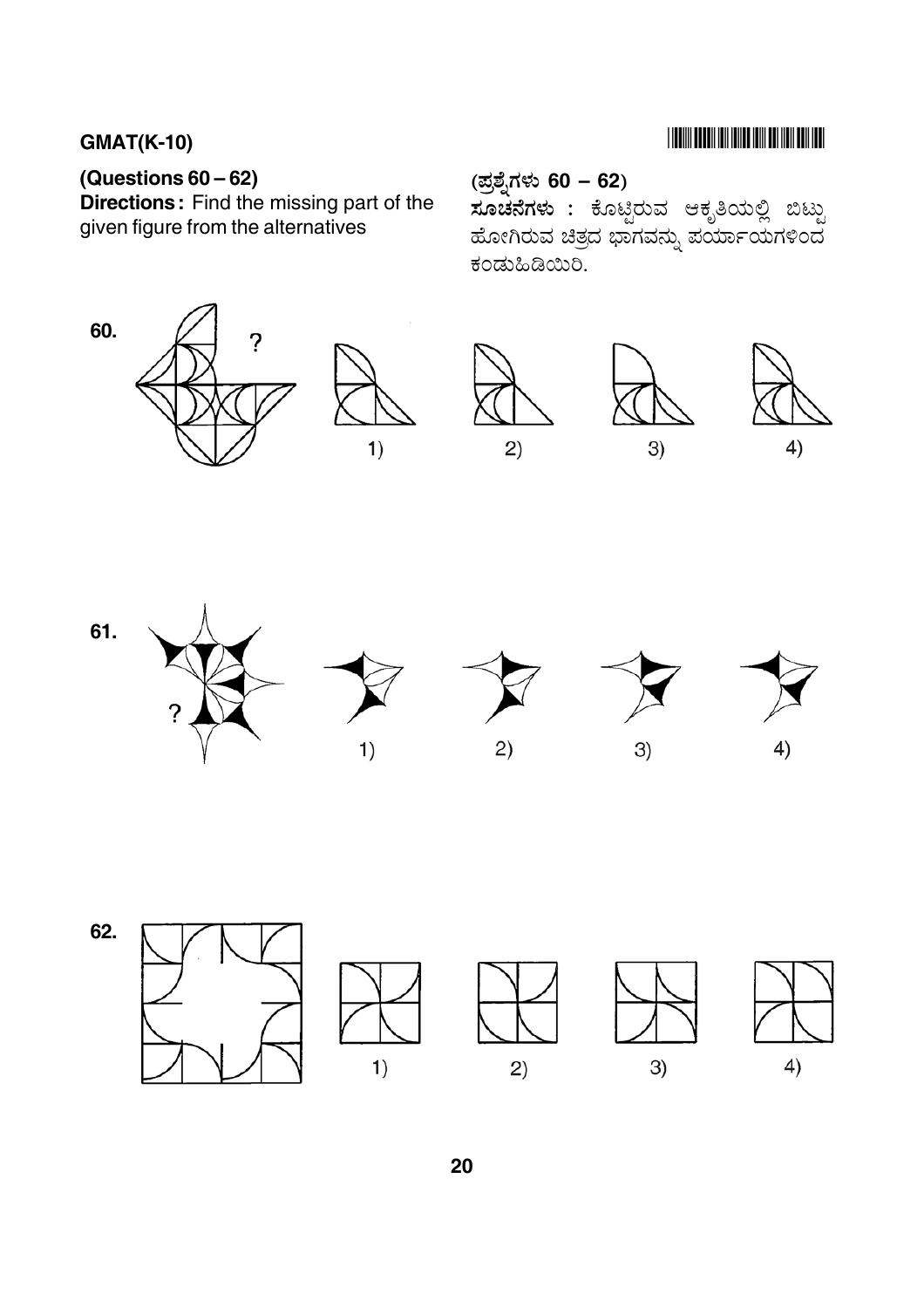**(Questions 60 – 62)**

**Directions :** Find the missing part of the given figure from the alternatives

**(ಪ್ರಶ್ನೆಗಳು 60 – 62)**

**ಸೂಚನೆಗಳು :** ಕೊಟ್ಟಿರುವ ಆಕೃತಿಯಲ್ಲಿ ಬಿಟ್ಟು ಹೋಗಿರುವ ಚಿತ್ರದ ಭಾಗವನ್ನು ಪರ್ಯಾಯಗಳಿಂದ ಕಂಡುಹಿಡಿಯಿರಿ.

**60.** ?

1) 2) 3) 4)

**61.** ?

1) 2) 3) 4)

**62.**

1) 2) 3) 4)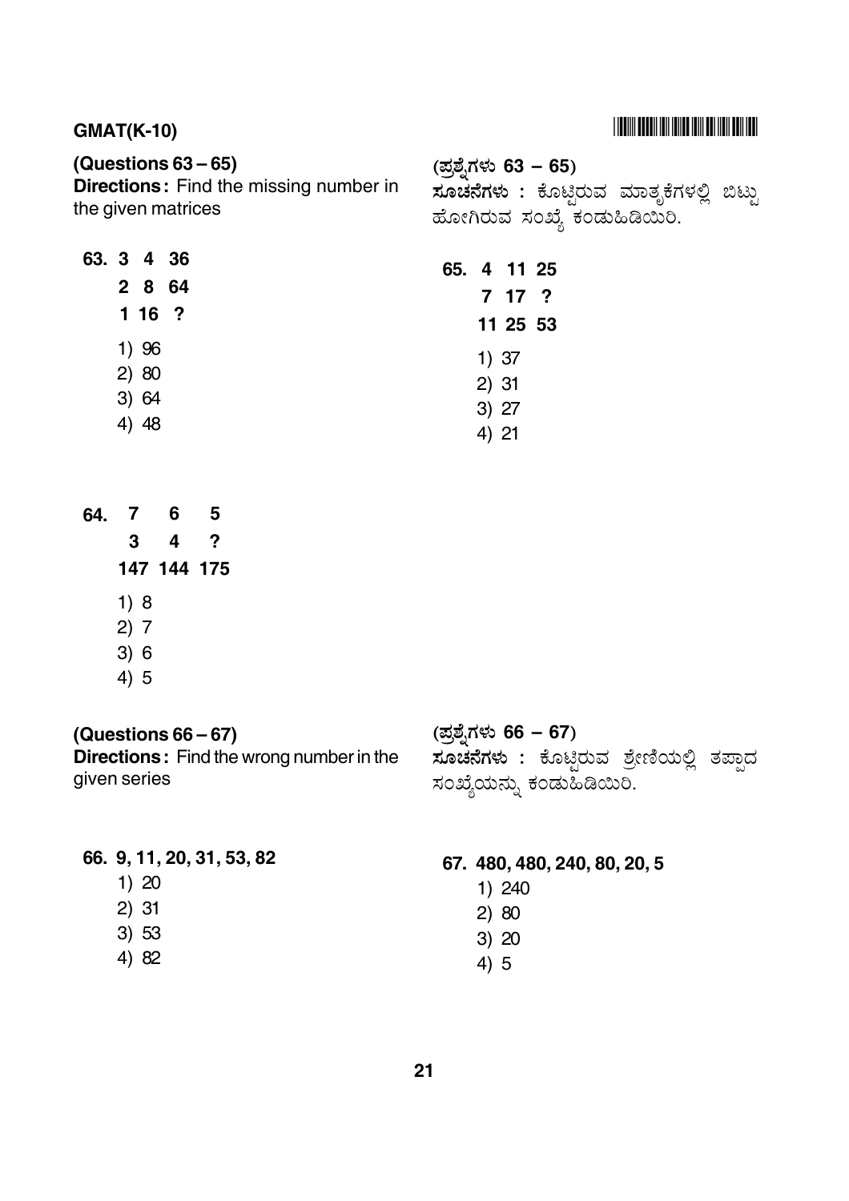(Questions 63 – 65)
**Directions :** Find the missing number in the given matrices

(ಪ್ರಶ್ನೆಗಳು 63 – 65)
**ಸೂಚನೆಗಳು :** ಕೊಟ್ಟಿರುವ ಮಾತೃಕೆಗಳಲ್ಲಿ ಬಿಟ್ಟು ಹೋಗಿರುವ ಸಂಖ್ಯೆ ಕಂಡುಹಿಡಿಯಿರಿ.

**63.**

| | | |
|---|---|---|
| 3 | 4 | 36 |
| 2 | 8 | 64 |
| 1 | 16 | ? |

1) 96
2) 80
3) 64
4) 48

**64.**

| | | |
|---|---|---|
| 7 | 6 | 5 |
| 3 | 4 | ? |
| 147 | 144 | 175 |

1) 8
2) 7
3) 6
4) 5

**65.**

| | | |
|---|---|---|
| 4 | 11 | 25 |
| 7 | 17 | ? |
| 11 | 25 | 53 |

1) 37
2) 31
3) 27
4) 21

(Questions 66 – 67)
**Directions :** Find the wrong number in the given series

(ಪ್ರಶ್ನೆಗಳು 66 – 67)
**ಸೂಚನೆಗಳು :** ಕೊಟ್ಟಿರುವ ಶ್ರೇಣಿಯಲ್ಲಿ ತಪ್ಪಾದ ಸಂಖ್ಯೆಯನ್ನು ಕಂಡುಹಿಡಿಯಿರಿ.

**66. 9, 11, 20, 31, 53, 82**

1) 20
2) 31
3) 53
4) 82

**67. 480, 480, 240, 80, 20, 5**

1) 240
2) 80
3) 20
4) 5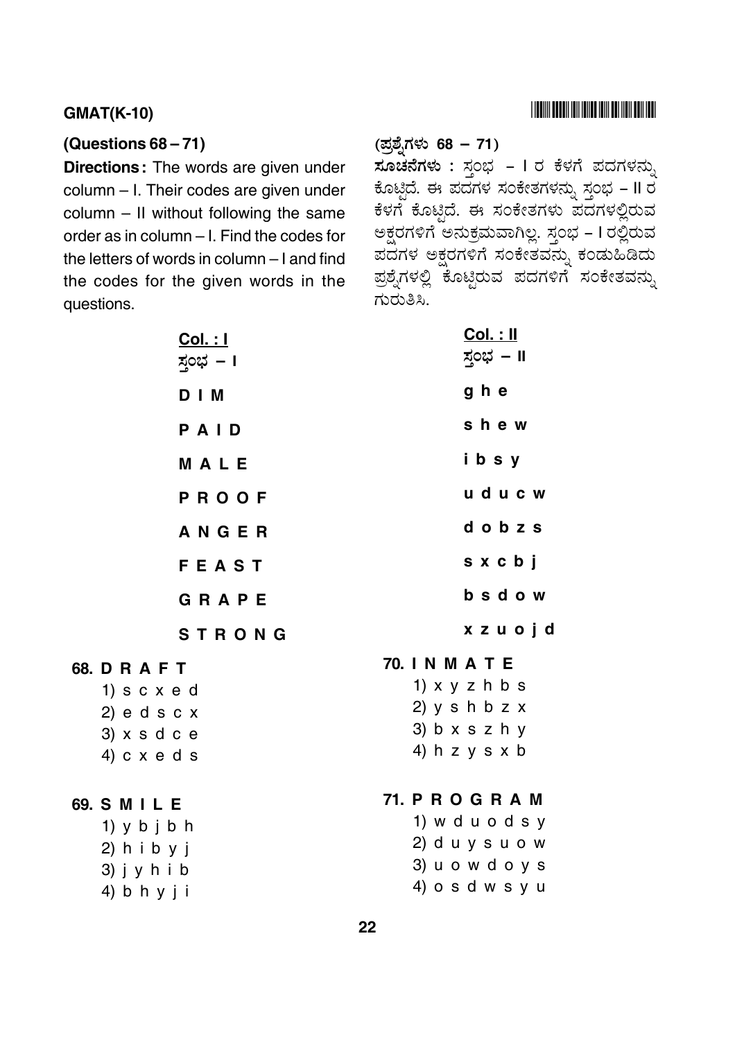**(Questions 68 – 71)**

**Directions :** The words are given under column – I. Their codes are given under column – II without following the same order as in column – I. Find the codes for the letters of words in column – I and find the codes for the given words in the questions.

**(ಪ್ರಶ್ನೆಗಳು 68 – 71)**

**ಸೂಚನೆಗಳು :** ಸ್ತಂಭ – I ರ ಕೆಳಗೆ ಪದಗಳನ್ನು ಕೊಟ್ಟಿದೆ. ಈ ಪದಗಳ ಸಂಕೇತಗಳನ್ನು ಸ್ತಂಭ – II ರ ಕೆಳಗೆ ಕೊಟ್ಟಿದೆ. ಈ ಸಂಕೇತಗಳು ಪದಗಳಲ್ಲಿರುವ ಅಕ್ಷರಗಳಿಗೆ ಅನುಕ್ರಮವಾಗಿಲ್ಲ. ಸ್ತಂಭ – I ರಲ್ಲಿರುವ ಪದಗಳ ಅಕ್ಷರಗಳಿಗೆ ಸಂಕೇತವನ್ನು ಕಂಡುಹಿಡಿದು ಪ್ರಶ್ನೆಗಳಲ್ಲಿ ಕೊಟ್ಟಿರುವ ಪದಗಳಿಗೆ ಸಂಕೇತವನ್ನು ಗುರುತಿಸಿ.

| Col. : I<br>ಸ್ತಂಭ – I | Col. : II<br>ಸ್ತಂಭ – II |
|---|---|
| D I M | g h e |
| P A I D | s h e w |
| M A L E | i b s y |
| P R O O F | u d u c w |
| A N G E R | d o b z s |
| F E A S T | s x c b j |
| G R A P E | b s d o w |
| S T R O N G | x z u o j d |

**68. D R A F T**

1) s c x e d
2) e d s c x
3) x s d c e
4) c x e d s

**69. S M I L E**

1) y b j b h
2) h i b y j
3) j y h i b
4) b h y j i

**70. I N M A T E**

1) x y z h b s
2) y s h b z x
3) b x s z h y
4) h z y s x b

**71. P R O G R A M**

1) w d u o d s y
2) d u y s u o w
3) u o w d o y s
4) o s d w s y u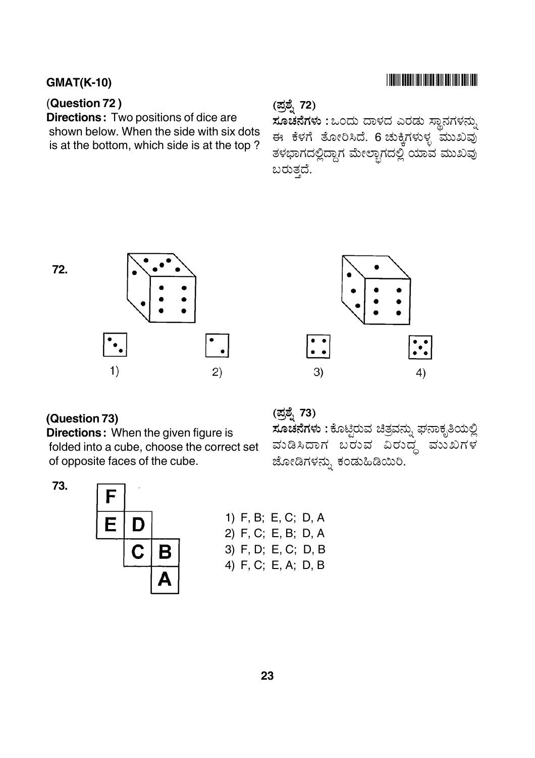GMAT(K-10)

(**Question 72**)

**Directions :** Two positions of dice are shown below. When the side with six dots is at the bottom, which side is at the top ?

**(ಪ್ರಶ್ನೆ 72)**

**ಸೂಚನೆಗಳು :** ಒಂದು ದಾಳದ ಎರಡು ಸ್ಥಾನಗಳನ್ನು ಈ ಕೆಳಗೆ ತೋರಿಸಿದೆ. 6 ಚುಕ್ಕಿಗಳುಳ್ಳ ಮುಖವು ತಳಭಾಗದಲ್ಲಿದ್ದಾಗ ಮೇಲ್ಭಾಗದಲ್ಲಿ ಯಾವ ಮುಖವು ಬರುತ್ತದೆ.

**72.**

1) 2) 3) 4)

**(Question 73)**

**Directions :** When the given figure is folded into a cube, choose the correct set of opposite faces of the cube.

**(ಪ್ರಶ್ನೆ 73)**

**ಸೂಚನೆಗಳು :** ಕೊಟ್ಟಿರುವ ಚಿತ್ರವನ್ನು ಘನಾಕೃತಿಯಲ್ಲಿ ಮಡಿಸಿದಾಗ ಬರುವ ವಿರುದ್ಧ ಮುಖಗಳ ಜೋಡಿಗಳನ್ನು ಕಂಡುಹಿಡಿಯಿರಿ.

**73.**

| F | | |
|---|---|---|
| E | D | |
| | C | B |
| | | A |

1) F, B; E, C; D, A
2) F, C; E, B; D, A
3) F, D; E, C; D, B
4) F, C; E, A; D, B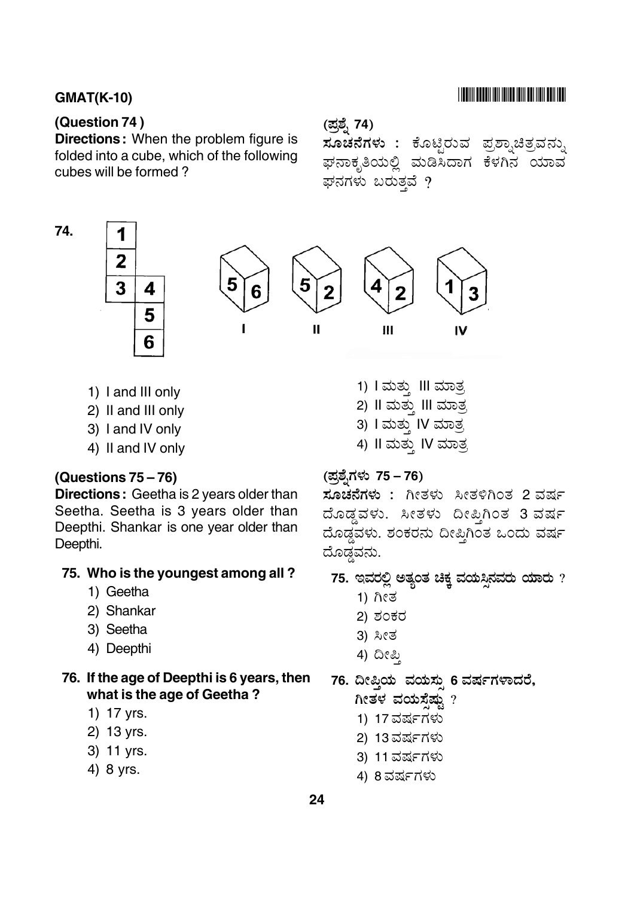## (Question 74)

**Directions :** When the problem figure is folded into a cube, which of the following cubes will be formed ?

## (ಪ್ರಶ್ನೆ 74)

**ಸೂಚನೆಗಳು :** ಕೊಟ್ಟಿರುವ ಪ್ರಶ್ನಾಚಿತ್ರವನ್ನು ಘನಾಕೃತಿಯಲ್ಲಿ ಮಡಿಸಿದಾಗ ಕೆಳಗಿನ ಯಾವ ಘನಗಳು ಬರುತ್ತವೆ ?

**74.**

| 1 | |
|---|---|
| 2 | |
| 3 | 4 |
| | 5 |
| | 6 |

| Cube | Faces shown |
|---|---|
| I | 5, 6 |
| II | 5, 2 |
| III | 4, 2 |
| IV | 1, 3 |

1) I and III only
2) II and III only
3) I and IV only
4) II and IV only

1) I ಮತ್ತು III ಮಾತ್ರ
2) II ಮತ್ತು III ಮಾತ್ರ
3) I ಮತ್ತು IV ಮಾತ್ರ
4) II ಮತ್ತು IV ಮಾತ್ರ

## (Questions 75 – 76)

**Directions :** Geetha is 2 years older than Seetha. Seetha is 3 years older than Deepthi. Shankar is one year older than Deepthi.

## (ಪ್ರಶ್ನೆಗಳು 75 – 76)

**ಸೂಚನೆಗಳು :** ಗೀತಳು ಸೀತಳಿಗಿಂತ 2 ವರ್ಷ ದೊಡ್ಡವಳು. ಸೀತಳು ದೀಪ್ತಿಗಿಂತ 3 ವರ್ಷ ದೊಡ್ಡವಳು. ಶಂಕರನು ದೀಪ್ತಿಗಿಂತ ಒಂದು ವರ್ಷ ದೊಡ್ಡವನು.

**75. Who is the youngest among all ?**

1) Geetha
2) Shankar
3) Seetha
4) Deepthi

**75. ಇವರಲ್ಲಿ ಅತ್ಯಂತ ಚಿಕ್ಕ ವಯಸ್ಸಿನವರು ಯಾರು ?**

1) ಗೀತ
2) ಶಂಕರ
3) ಸೀತ
4) ದೀಪ್ತಿ

**76. If the age of Deepthi is 6 years, then what is the age of Geetha ?**

1) 17 yrs.
2) 13 yrs.
3) 11 yrs.
4) 8 yrs.

**76. ದೀಪ್ತಿಯ ವಯಸ್ಸು 6 ವರ್ಷಗಳಾದರೆ, ಗೀತಳ ವಯಸ್ಸೆಷ್ಟು ?**

1) 17 ವರ್ಷಗಳು
2) 13 ವರ್ಷಗಳು
3) 11 ವರ್ಷಗಳು
4) 8 ವರ್ಷಗಳು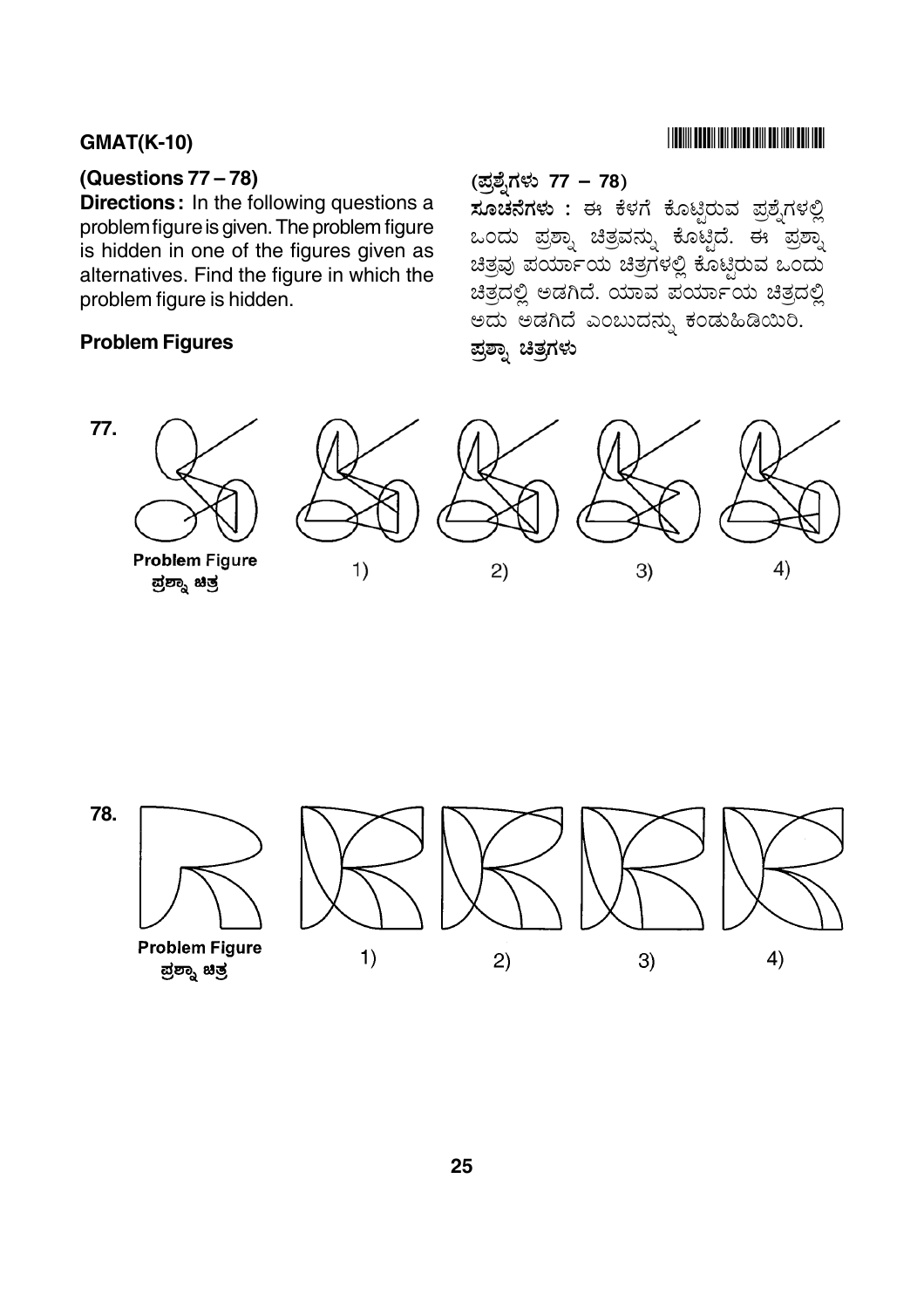**GMAT(K-10)**

**(Questions 77 – 78)**

**Directions :** In the following questions a problem figure is given. The problem figure is hidden in one of the figures given as alternatives. Find the figure in which the problem figure is hidden.

**Problem Figures**

**(ಪ್ರಶ್ನೆಗಳು 77 – 78)**

**ಸೂಚನೆಗಳು :** ಈ ಕೆಳಗೆ ಕೊಟ್ಟಿರುವ ಪ್ರಶ್ನೆಗಳಲ್ಲಿ ಒಂದು ಪ್ರಶ್ನಾ ಚಿತ್ರವನ್ನು ಕೊಟ್ಟಿದೆ. ಈ ಪ್ರಶ್ನಾ ಚಿತ್ರವು ಪರ್ಯಾಯ ಚಿತ್ರಗಳಲ್ಲಿ ಕೊಟ್ಟಿರುವ ಒಂದು ಚಿತ್ರದಲ್ಲಿ ಅಡಗಿದೆ. ಯಾವ ಪರ್ಯಾಯ ಚಿತ್ರದಲ್ಲಿ ಅದು ಅಡಗಿದೆ ಎಂಬುದನ್ನು ಕಂಡುಹಿಡಿಯಿರಿ.

**ಪ್ರಶ್ನಾ ಚಿತ್ರಗಳು**

**77.**

Problem Figure
ಪ್ರಶ್ನಾ ಚಿತ್ರ

1) 2) 3) 4)

**78.**

Problem Figure
ಪ್ರಶ್ನಾ ಚಿತ್ರ

1) 2) 3) 4)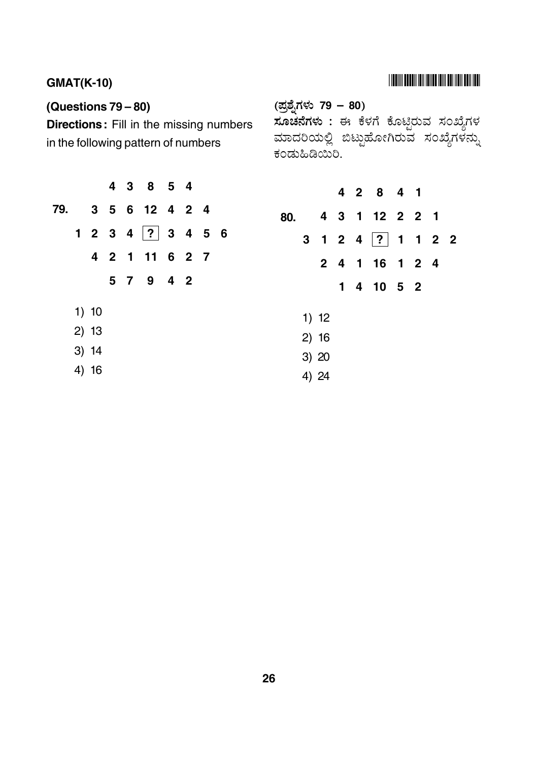**(Questions 79 – 80)**

**Directions :** Fill in the missing numbers in the following pattern of numbers

**(ಪ್ರಶ್ನೆಗಳು 79 – 80)**

**ಸೂಚನೆಗಳು :** ಈ ಕೆಳಗೆ ಕೊಟ್ಟಿರುವ ಸಂಖ್ಯೆಗಳ ಮಾದರಿಯಲ್ಲಿ ಬಿಟ್ಟುಹೋಗಿರುವ ಸಂಖ್ಯೆಗಳನ್ನು ಕಂಡುಹಿಡಿಯಿರಿ.

79.

```
        4  3  8  5  4
     3  5  6  12 4  2  4
  1  2  3  4  ?  3  4  5  6
     4  2  1  11 6  2  7
        5  7  9  4  2
```

1) 10
2) 13
3) 14
4) 16

80.

```
        4  2  8  4  1
     4  3  1  12 2  2  1
  3  1  2  4  ?  1  1  2  2
     2  4  1  16 1  2  4
        1  4  10 5  2
```

1) 12
2) 16
3) 20
4) 24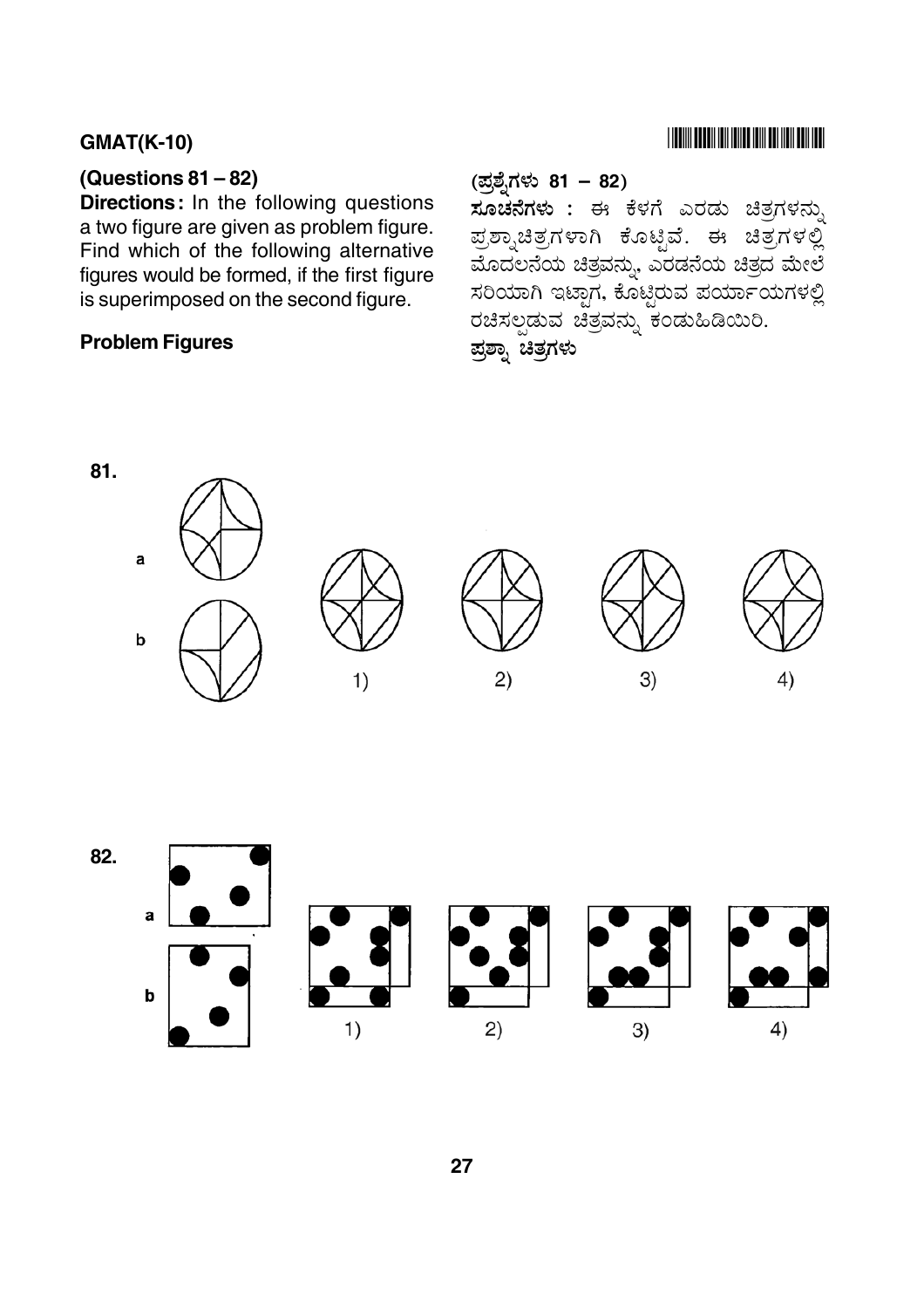### (Questions 81 – 82)

**Directions :** In the following questions a two figure are given as problem figure. Find which of the following alternative figures would be formed, if the first figure is superimposed on the second figure.

**Problem Figures**

### (ಪ್ರಶ್ನೆಗಳು 81 – 82)

**ಸೂಚನೆಗಳು :** ಈ ಕೆಳಗೆ ಎರಡು ಚಿತ್ರಗಳನ್ನು ಪ್ರಶ್ನಾಚಿತ್ರಗಳಾಗಿ ಕೊಟ್ಟಿವೆ. ಈ ಚಿತ್ರಗಳಲ್ಲಿ ಮೊದಲನೆಯ ಚಿತ್ರವನ್ನು, ಎರಡನೆಯ ಚಿತ್ರದ ಮೇಲೆ ಸರಿಯಾಗಿ ಇಟ್ಟಾಗ, ಕೊಟ್ಟಿರುವ ಪರ್ಯಾಯಗಳಲ್ಲಿ ರಚಿಸಲ್ಪಡುವ ಚಿತ್ರವನ್ನು ಕಂಡುಹಿಡಿಯಿರಿ.

**ಪ್ರಶ್ನಾ ಚಿತ್ರಗಳು**

81.

a

b

1) 2) 3) 4)

82.

a

b

1) 2) 3) 4)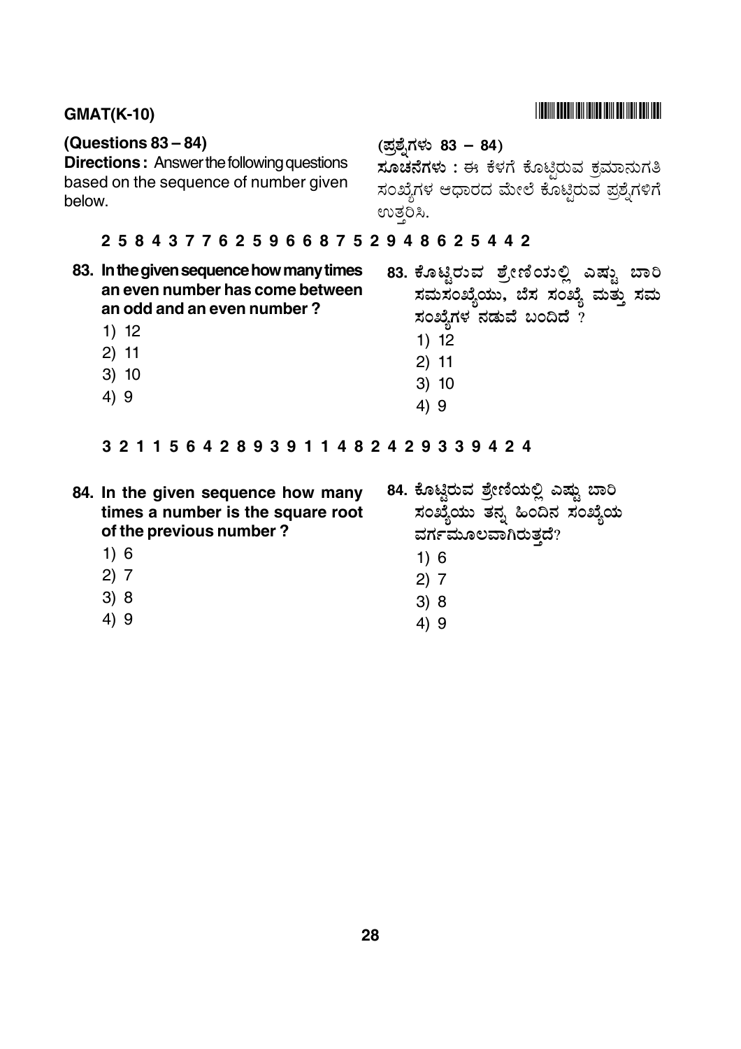**GMAT(K-10)**

**(Questions 83 – 84)**

**Directions :** Answer the following questions based on the sequence of number given below.

**(ಪ್ರಶ್ನೆಗಳು 83 – 84)**

**ಸೂಚನೆಗಳು :** ಈ ಕೆಳಗೆ ಕೊಟ್ಟಿರುವ ಕ್ರಮಾನುಗತಿ ಸಂಖ್ಯೆಗಳ ಆಧಾರದ ಮೇಲೆ ಕೊಟ್ಟಿರುವ ಪ್ರಶ್ನೆಗಳಿಗೆ ಉತ್ತರಿಸಿ.

**2 5 8 4 3 7 7 6 2 5 9 6 6 8 7 5 2 9 4 8 6 2 5 4 4 2**

**83. In the given sequence how many times an even number has come between an odd and an even number ?**

1) 12
2) 11
3) 10
4) 9

**83. ಕೊಟ್ಟಿರುವ ಶ್ರೇಣಿಯಲ್ಲಿ ಎಷ್ಟು ಬಾರಿ ಸಮಸಂಖ್ಯೆಯು, ಬೆಸ ಸಂಖ್ಯೆ ಮತ್ತು ಸಮ ಸಂಖ್ಯೆಗಳ ನಡುವೆ ಬಂದಿದೆ ?**

1) 12
2) 11
3) 10
4) 9

**3 2 1 1 5 6 4 2 8 9 3 9 1 1 4 8 2 4 2 9 3 3 9 4 2 4**

**84. In the given sequence how many times a number is the square root of the previous number ?**

1) 6
2) 7
3) 8
4) 9

**84. ಕೊಟ್ಟಿರುವ ಶ್ರೇಣಿಯಲ್ಲಿ ಎಷ್ಟು ಬಾರಿ ಸಂಖ್ಯೆಯು ತನ್ನ ಹಿಂದಿನ ಸಂಖ್ಯೆಯ ವರ್ಗಮೂಲವಾಗಿರುತ್ತದೆ?**

1) 6
2) 7
3) 8
4) 9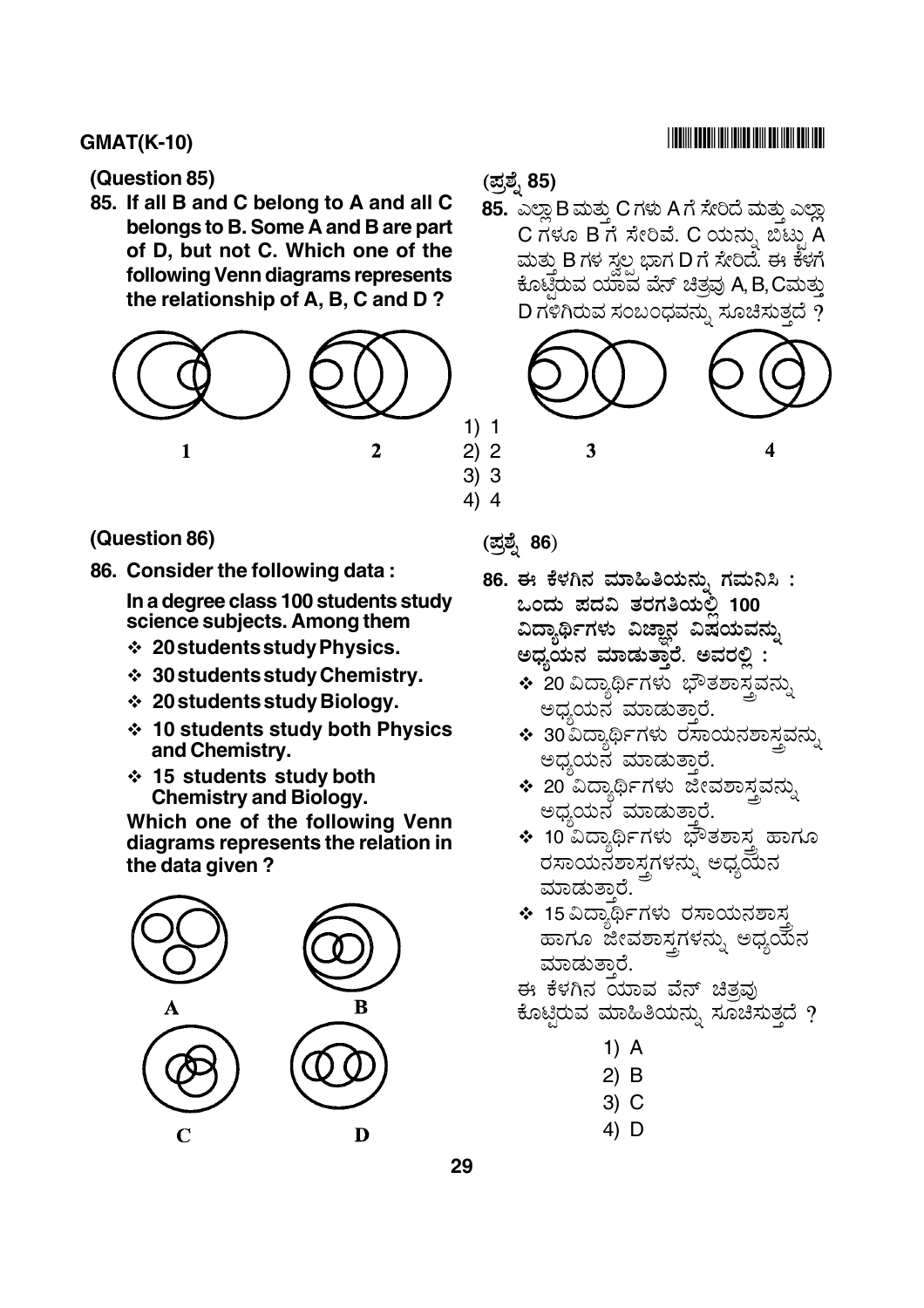**(Question 85)**

**85. If all B and C belong to A and all C belongs to B. Some A and B are part of D, but not C. Which one of the following Venn diagrams represents the relationship of A, B, C and D ?**

**1** **2** **3** **4**

1) 1
2) 2
3) 3
4) 4

**(ಪ್ರಶ್ನೆ 85)**

**85.** ಎಲ್ಲಾ B ಮತ್ತು C ಗಳು A ಗೆ ಸೇರಿದೆ ಮತ್ತು ಎಲ್ಲಾ C ಗಳೂ B ಗೆ ಸೇರಿವೆ. C ಯನ್ನು ಬಿಟ್ಟು A ಮತ್ತು B ಗಳ ಸ್ವಲ್ಪ ಭಾಗ D ಗೆ ಸೇರಿದೆ. ಈ ಕೆಳಗೆ ಕೊಟ್ಟಿರುವ ಯಾವ ವೆನ್ ಚಿತ್ರವು A, B, C ಮತ್ತು D ಗಳಿಗಿರುವ ಸಂಬಂಧವನ್ನು ಸೂಚಿಸುತ್ತದೆ ?

**(Question 86)**

**86. Consider the following data :**

**In a degree class 100 students study science subjects. Among them**

- **20 students study Physics.**
- **30 students study Chemistry.**
- **20 students study Biology.**
- **10 students study both Physics and Chemistry.**
- **15 students study both Chemistry and Biology.**

**Which one of the following Venn diagrams represents the relation in the data given ?**

**A** **B** **C** **D**

**(ಪ್ರಶ್ನೆ 86)**

**86. ಈ ಕೆಳಗಿನ ಮಾಹಿತಿಯನ್ನು ಗಮನಿಸಿ :**

**ಒಂದು ಪದವಿ ತರಗತಿಯಲ್ಲಿ 100 ವಿದ್ಯಾರ್ಥಿಗಳು ವಿಜ್ಞಾನ ವಿಷಯವನ್ನು ಅಧ್ಯಯನ ಮಾಡುತ್ತಾರೆ. ಅವರಲ್ಲಿ :**

- 20 ವಿದ್ಯಾರ್ಥಿಗಳು ಭೌತಶಾಸ್ತ್ರವನ್ನು ಅಧ್ಯಯನ ಮಾಡುತ್ತಾರೆ.
- 30 ವಿದ್ಯಾರ್ಥಿಗಳು ರಸಾಯನಶಾಸ್ತ್ರವನ್ನು ಅಧ್ಯಯನ ಮಾಡುತ್ತಾರೆ.
- 20 ವಿದ್ಯಾರ್ಥಿಗಳು ಜೀವಶಾಸ್ತ್ರವನ್ನು ಅಧ್ಯಯನ ಮಾಡುತ್ತಾರೆ.
- 10 ವಿದ್ಯಾರ್ಥಿಗಳು ಭೌತಶಾಸ್ತ್ರ ಹಾಗೂ ರಸಾಯನಶಾಸ್ತ್ರಗಳನ್ನು ಅಧ್ಯಯನ ಮಾಡುತ್ತಾರೆ.
- 15 ವಿದ್ಯಾರ್ಥಿಗಳು ರಸಾಯನಶಾಸ್ತ್ರ ಹಾಗೂ ಜೀವಶಾಸ್ತ್ರಗಳನ್ನು ಅಧ್ಯಯನ ಮಾಡುತ್ತಾರೆ.

ಈ ಕೆಳಗಿನ ಯಾವ ವೆನ್ ಚಿತ್ರವು ಕೊಟ್ಟಿರುವ ಮಾಹಿತಿಯನ್ನು ಸೂಚಿಸುತ್ತದೆ ?

1) A
2) B
3) C
4) D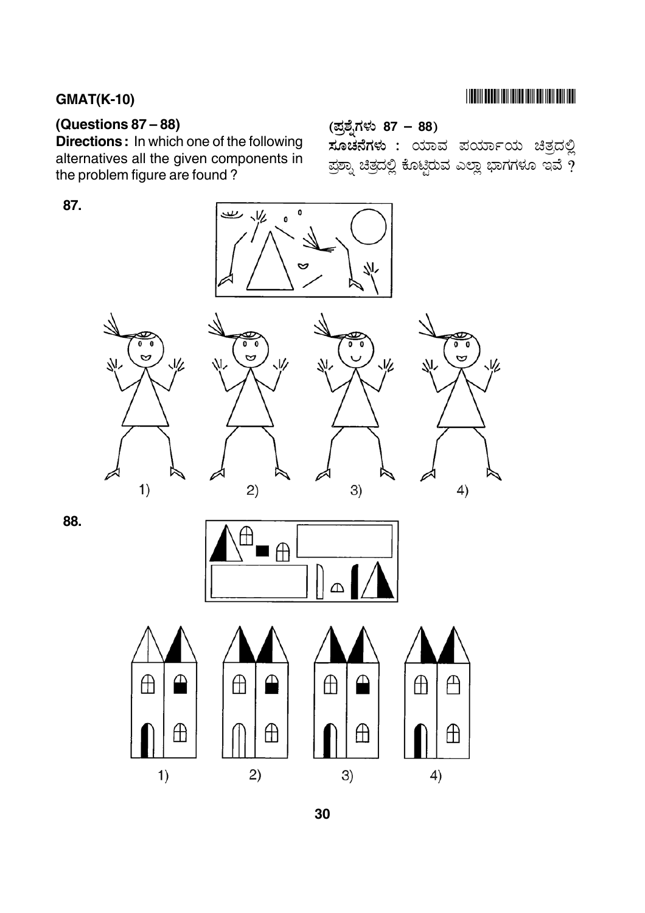**(Questions 87 – 88)**

**Directions :** In which one of the following alternatives all the given components in the problem figure are found ?

**(ಪ್ರಶ್ನೆಗಳು 87 – 88)**

**ಸೂಚನೆಗಳು :** ಯಾವ ಪರ್ಯಾಯ ಚಿತ್ರದಲ್ಲಿ ಪ್ರಶ್ನಾ ಚಿತ್ರದಲ್ಲಿ ಕೊಟ್ಟಿರುವ ಎಲ್ಲಾ ಭಾಗಗಳೂ ಇವೆ ?

87.

1) &nbsp;&nbsp;&nbsp; 2) &nbsp;&nbsp;&nbsp; 3) &nbsp;&nbsp;&nbsp; 4)

88.

1) &nbsp;&nbsp;&nbsp; 2) &nbsp;&nbsp;&nbsp; 3) &nbsp;&nbsp;&nbsp; 4)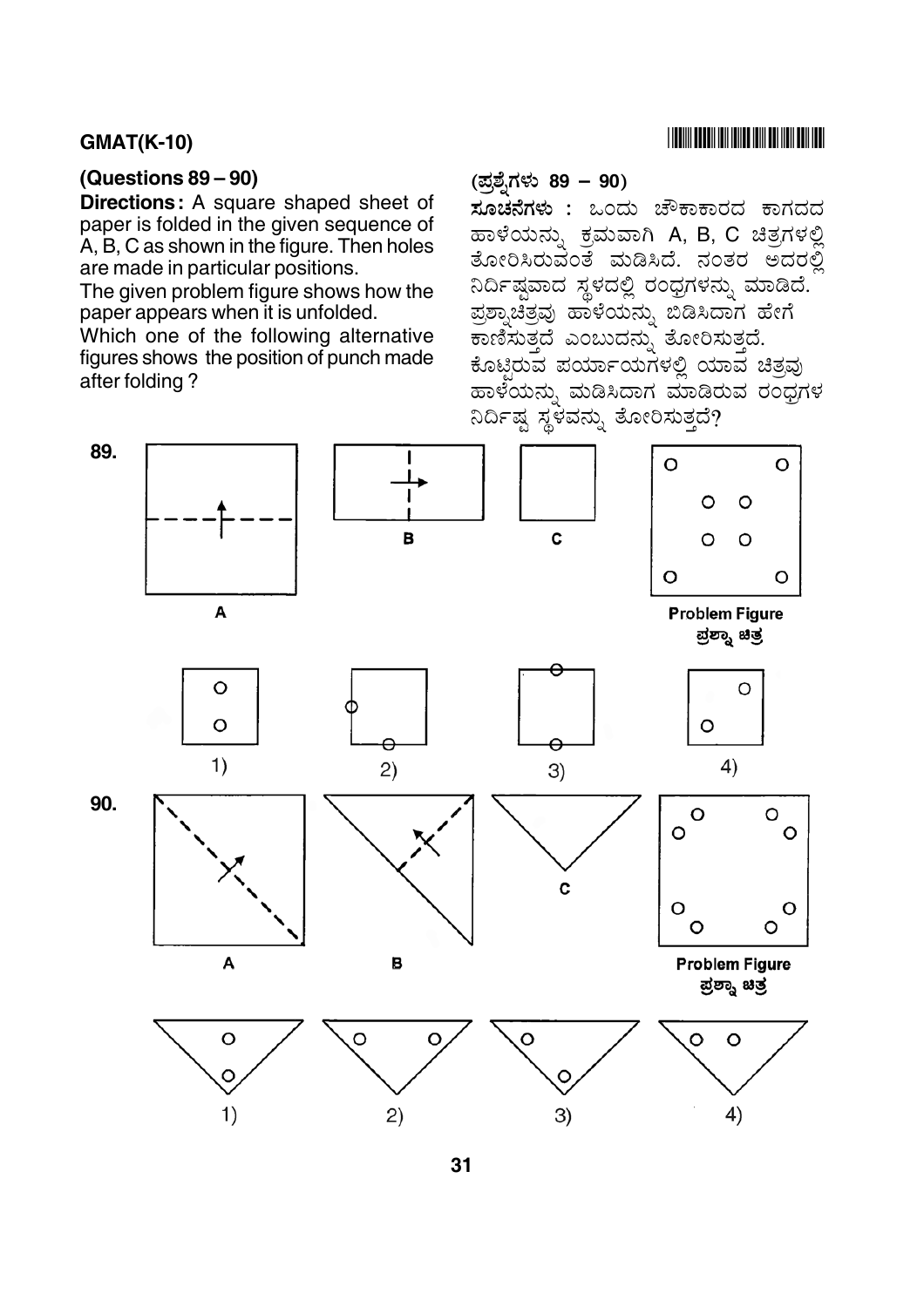## (Questions 89 – 90)

**Directions :** A square shaped sheet of paper is folded in the given sequence of A, B, C as shown in the figure. Then holes are made in particular positions.

The given problem figure shows how the paper appears when it is unfolded.

Which one of the following alternative figures shows the position of punch made after folding ?

## (ಪ್ರಶ್ನೆಗಳು 89 – 90)

**ಸೂಚನೆಗಳು :** ಒಂದು ಚೌಕಾಕಾರದ ಕಾಗದದ ಹಾಳೆಯನ್ನು ಕ್ರಮವಾಗಿ A, B, C ಚಿತ್ರಗಳಲ್ಲಿ ತೋರಿಸಿರುವಂತೆ ಮಡಿಸಿದೆ. ನಂತರ ಅದರಲ್ಲಿ ನಿರ್ದಿಷ್ಟವಾದ ಸ್ಥಳದಲ್ಲಿ ರಂಧ್ರಗಳನ್ನು ಮಾಡಿದೆ. ಪ್ರಶ್ನಾಚಿತ್ರವು ಹಾಳೆಯನ್ನು ಬಿಡಿಸಿದಾಗ ಹೇಗೆ ಕಾಣಿಸುತ್ತದೆ ಎಂಬುದನ್ನು ತೋರಿಸುತ್ತದೆ. ಕೊಟ್ಟಿರುವ ಪರ್ಯಾಯಗಳಲ್ಲಿ ಯಾವ ಚಿತ್ರವು ಹಾಳೆಯನ್ನು ಮಡಿಸಿದಾಗ ಮಾಡಿರುವ ರಂಧ್ರಗಳ ನಿರ್ದಿಷ್ಟ ಸ್ಥಳವನ್ನು ತೋರಿಸುತ್ತದೆ?

**89.**

A B C

**Problem Figure**
**ಪ್ರಶ್ನಾ ಚಿತ್ರ**

1) 2) 3) 4)

**90.**

A B C

**Problem Figure**
**ಪ್ರಶ್ನಾ ಚಿತ್ರ**

1) 2) 3) 4)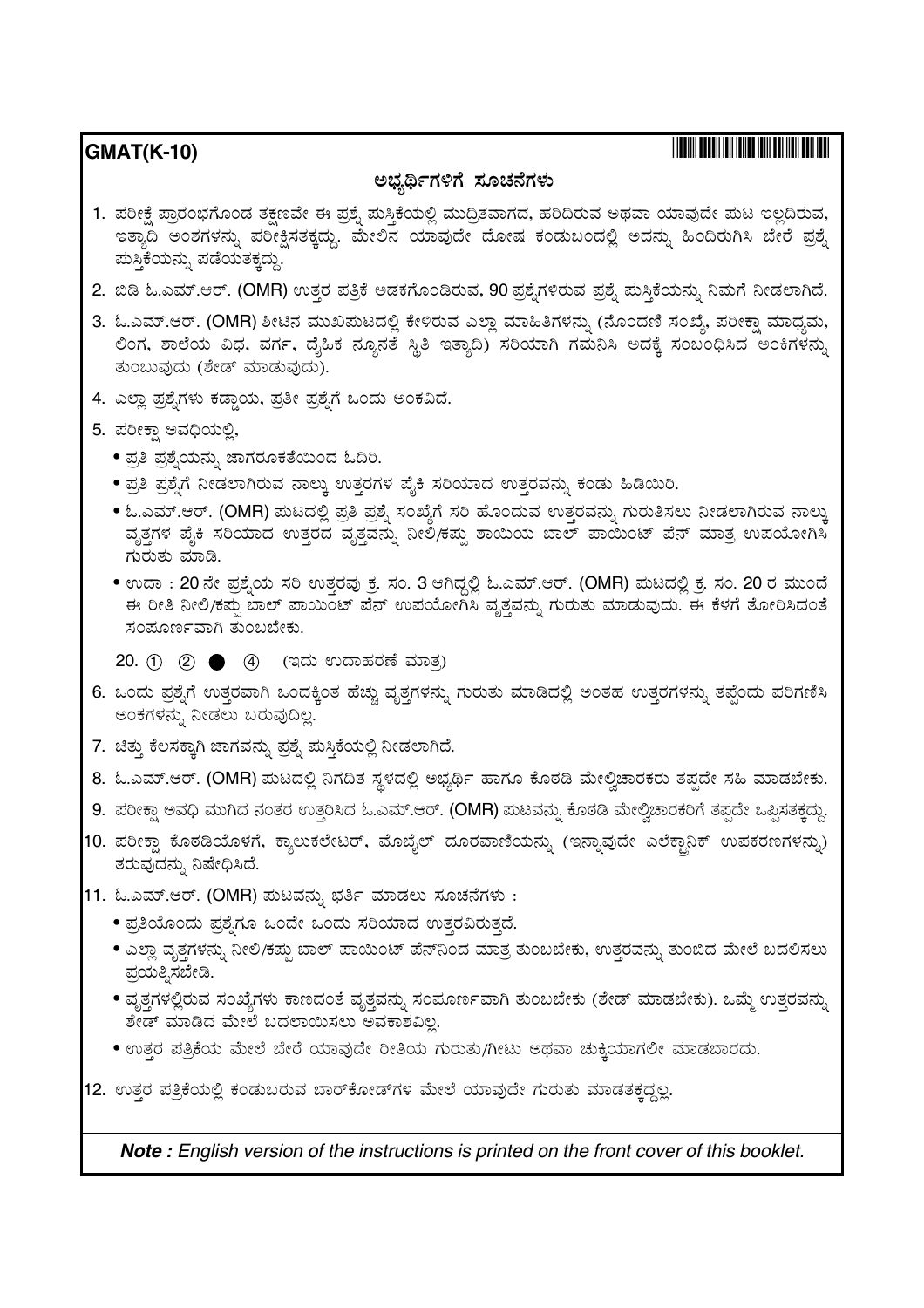**GMAT(K-10)**

## ಅಭ್ಯರ್ಥಿಗಳಿಗೆ ಸೂಚನೆಗಳು

1. ಪರೀಕ್ಷೆ ಪ್ರಾರಂಭಗೊಂಡ ತಕ್ಷಣವೇ ಈ ಪ್ರಶ್ನೆ ಪುಸ್ತಿಕೆಯಲ್ಲಿ ಮುದ್ರಿತವಾಗದ, ಹರಿದಿರುವ ಅಥವಾ ಯಾವುದೇ ಪುಟ ಇಲ್ಲದಿರುವ, ಇತ್ಯಾದಿ ಅಂಶಗಳನ್ನು ಪರೀಕ್ಷಿಸತಕ್ಕದ್ದು. ಮೇಲಿನ ಯಾವುದೇ ದೋಷ ಕಂಡುಬಂದಲ್ಲಿ ಅದನ್ನು ಹಿಂದಿರುಗಿಸಿ ಬೇರೆ ಪ್ರಶ್ನೆ ಪುಸ್ತಿಕೆಯನ್ನು ಪಡೆಯತಕ್ಕದ್ದು.
2. ಬಿಡಿ ಓ.ಎಮ್.ಆರ್. (OMR) ಉತ್ತರ ಪತ್ರಿಕೆ ಅಡಕಗೊಂಡಿರುವ, 90 ಪ್ರಶ್ನೆಗಳಿರುವ ಪ್ರಶ್ನೆ ಪುಸ್ತಿಕೆಯನ್ನು ನಿಮಗೆ ನೀಡಲಾಗಿದೆ.
3. ಓ.ಎಮ್.ಆರ್. (OMR) ಶೀಟಿನ ಮುಖಪುಟದಲ್ಲಿ ಕೇಳಿರುವ ಎಲ್ಲಾ ಮಾಹಿತಿಗಳನ್ನು (ನೊಂದಣಿ ಸಂಖ್ಯೆ, ಪರೀಕ್ಷಾ ಮಾಧ್ಯಮ, ಲಿಂಗ, ಶಾಲೆಯ ವಿಧ, ವರ್ಗ, ದೈಹಿಕ ನ್ಯೂನತೆ ಸ್ಥಿತಿ ಇತ್ಯಾದಿ) ಸರಿಯಾಗಿ ಗಮನಿಸಿ ಅದಕ್ಕೆ ಸಂಬಂಧಿಸಿದ ಅಂಕಿಗಳನ್ನು ತುಂಬುವುದು (ಶೇಡ್ ಮಾಡುವುದು).
4. ಎಲ್ಲಾ ಪ್ರಶ್ನೆಗಳು ಕಡ್ಡಾಯ, ಪ್ರತೀ ಪ್ರಶ್ನೆಗೆ ಒಂದು ಅಂಕವಿದೆ.
5. ಪರೀಕ್ಷಾ ಅವಧಿಯಲ್ಲಿ,
   - ಪ್ರತಿ ಪ್ರಶ್ನೆಯನ್ನು ಜಾಗರೂಕತೆಯಿಂದ ಓದಿರಿ.
   - ಪ್ರತಿ ಪ್ರಶ್ನೆಗೆ ನೀಡಲಾಗಿರುವ ನಾಲ್ಕು ಉತ್ತರಗಳ ಪೈಕಿ ಸರಿಯಾದ ಉತ್ತರವನ್ನು ಕಂಡು ಹಿಡಿಯಿರಿ.
   - ಓ.ಎಮ್.ಆರ್. (OMR) ಪುಟದಲ್ಲಿ ಪ್ರತಿ ಪ್ರಶ್ನೆ ಸಂಖ್ಯೆಗೆ ಸರಿ ಹೊಂದುವ ಉತ್ತರವನ್ನು ಗುರುತಿಸಲು ನೀಡಲಾಗಿರುವ ನಾಲ್ಕು ವೃತ್ತಗಳ ಪೈಕಿ ಸರಿಯಾದ ಉತ್ತರದ ವೃತ್ತವನ್ನು ನೀಲಿ/ಕಪ್ಪು ಶಾಯಿಯ ಬಾಲ್ ಪಾಯಿಂಟ್ ಪೆನ್ ಮಾತ್ರ ಉಪಯೋಗಿಸಿ ಗುರುತು ಮಾಡಿ.
   - ಉದಾ : 20 ನೇ ಪ್ರಶ್ನೆಯ ಸರಿ ಉತ್ತರವು ಕ್ರ. ಸಂ. 3 ಆಗಿದ್ದಲ್ಲಿ ಓ.ಎಮ್.ಆರ್. (OMR) ಪುಟದಲ್ಲಿ ಕ್ರ. ಸಂ. 20 ರ ಮುಂದೆ ಈ ರೀತಿ ನೀಲಿ/ಕಪ್ಪು ಬಾಲ್ ಪಾಯಿಂಟ್ ಪೆನ್ ಉಪಯೋಗಿಸಿ ವೃತ್ತವನ್ನು ಗುರುತು ಮಾಡುವುದು. ಈ ಕೆಳಗೆ ತೋರಿಸಿದಂತೆ ಸಂಪೂರ್ಣವಾಗಿ ತುಂಬಬೇಕು.

   20. ① ② ● ④ (ಇದು ಉದಾಹರಣೆ ಮಾತ್ರ)
6. ಒಂದು ಪ್ರಶ್ನೆಗೆ ಉತ್ತರವಾಗಿ ಒಂದಕ್ಕಿಂತ ಹೆಚ್ಚು ವೃತ್ತಗಳನ್ನು ಗುರುತು ಮಾಡಿದಲ್ಲಿ ಅಂತಹ ಉತ್ತರಗಳನ್ನು ತಪ್ಪೆಂದು ಪರಿಗಣಿಸಿ ಅಂಕಗಳನ್ನು ನೀಡಲು ಬರುವುದಿಲ್ಲ.
7. ಚಿತ್ತು ಕೆಲಸಕ್ಕಾಗಿ ಜಾಗವನ್ನು ಪ್ರಶ್ನೆ ಪುಸ್ತಿಕೆಯಲ್ಲಿ ನೀಡಲಾಗಿದೆ.
8. ಓ.ಎಮ್.ಆರ್. (OMR) ಪುಟದಲ್ಲಿ ನಿಗದಿತ ಸ್ಥಳದಲ್ಲಿ ಅಭ್ಯರ್ಥಿ ಹಾಗೂ ಕೊಠಡಿ ಮೇಲ್ವಿಚಾರಕರು ತಪ್ಪದೇ ಸಹಿ ಮಾಡಬೇಕು.
9. ಪರೀಕ್ಷಾ ಅವಧಿ ಮುಗಿದ ನಂತರ ಉತ್ತರಿಸಿದ ಓ.ಎಮ್.ಆರ್. (OMR) ಪುಟವನ್ನು ಕೊಠಡಿ ಮೇಲ್ವಿಚಾರಕರಿಗೆ ತಪ್ಪದೇ ಒಪ್ಪಿಸತಕ್ಕದ್ದು.
10. ಪರೀಕ್ಷಾ ಕೊಠಡಿಯೊಳಗೆ, ಕ್ಯಾಲುಕಲೇಟರ್, ಮೊಬೈಲ್ ದೂರವಾಣಿಯನ್ನು (ಇನ್ನಾವುದೇ ಎಲೆಕ್ಟ್ರಾನಿಕ್ ಉಪಕರಣಗಳನ್ನು) ತರುವುದನ್ನು ನಿಷೇಧಿಸಿದೆ.
11. ಓ.ಎಮ್.ಆರ್. (OMR) ಪುಟವನ್ನು ಭರ್ತಿ ಮಾಡಲು ಸೂಚನೆಗಳು :
    - ಪ್ರತಿಯೊಂದು ಪ್ರಶ್ನೆಗೂ ಒಂದೇ ಒಂದು ಸರಿಯಾದ ಉತ್ತರವಿರುತ್ತದೆ.
    - ಎಲ್ಲಾ ವೃತ್ತಗಳನ್ನು ನೀಲಿ/ಕಪ್ಪು ಬಾಲ್ ಪಾಯಿಂಟ್ ಪೆನ್‌ನಿಂದ ಮಾತ್ರ ತುಂಬಬೇಕು, ಉತ್ತರವನ್ನು ತುಂಬಿದ ಮೇಲೆ ಬದಲಿಸಲು ಪ್ರಯತ್ನಿಸಬೇಡಿ.
    - ವೃತ್ತಗಳಲ್ಲಿರುವ ಸಂಖ್ಯೆಗಳು ಕಾಣದಂತೆ ವೃತ್ತವನ್ನು ಸಂಪೂರ್ಣವಾಗಿ ತುಂಬಬೇಕು (ಶೇಡ್ ಮಾಡಬೇಕು). ಒಮ್ಮೆ ಉತ್ತರವನ್ನು ಶೇಡ್ ಮಾಡಿದ ಮೇಲೆ ಬದಲಾಯಿಸಲು ಅವಕಾಶವಿಲ್ಲ.
    - ಉತ್ತರ ಪತ್ರಿಕೆಯ ಮೇಲೆ ಬೇರೆ ಯಾವುದೇ ರೀತಿಯ ಗುರುತು/ಗೀಟು ಅಥವಾ ಚುಕ್ಕಿಯಾಗಲೀ ಮಾಡಬಾರದು.
12. ಉತ್ತರ ಪತ್ರಿಕೆಯಲ್ಲಿ ಕಂಡುಬರುವ ಬಾರ್‌ಕೋಡ್‌ಗಳ ಮೇಲೆ ಯಾವುದೇ ಗುರುತು ಮಾಡತಕ್ಕದ್ದಲ್ಲ.

***Note :** English version of the instructions is printed on the front cover of this booklet.*